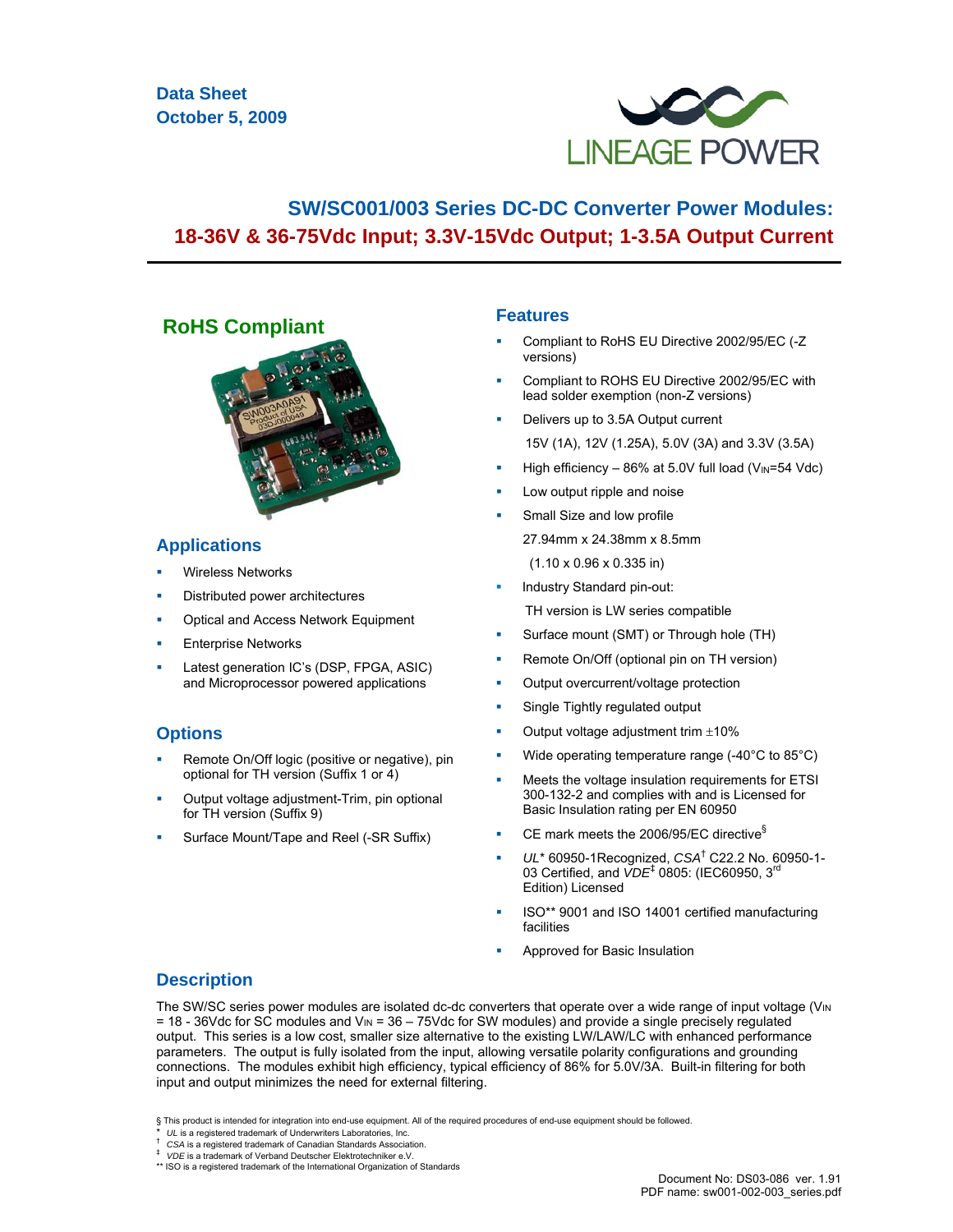Data Sheet
October 5, 2009

LINEAGE POWER

# SW/SC001/003 Series DC-DC Converter Power Modules: 18-36V & 36-75Vdc Input; 3.3V-15Vdc Output; 1-3.5A Output Current

## RoHS Compliant

## Applications

- Wireless Networks
- Distributed power architectures
- Optical and Access Network Equipment
- Enterprise Networks
- Latest generation IC's (DSP, FPGA, ASIC) and Microprocessor powered applications

## Options

- Remote On/Off logic (positive or negative), pin optional for TH version (Suffix 1 or 4)
- Output voltage adjustment-Trim, pin optional for TH version (Suffix 9)
- Surface Mount/Tape and Reel (-SR Suffix)

## Features

- Compliant to RoHS EU Directive 2002/95/EC (-Z versions)
- Compliant to ROHS EU Directive 2002/95/EC with lead solder exemption (non-Z versions)
- Delivers up to 3.5A Output current

  15V (1A), 12V (1.25A), 5.0V (3A) and 3.3V (3.5A)
- High efficiency – 86% at 5.0V full load ($V_{IN}$=54 Vdc)
- Low output ripple and noise
- Small Size and low profile

  27.94mm x 24.38mm x 8.5mm

  (1.10 x 0.96 x 0.335 in)
- Industry Standard pin-out:

  TH version is LW series compatible
- Surface mount (SMT) or Through hole (TH)
- Remote On/Off (optional pin on TH version)
- Output overcurrent/voltage protection
- Single Tightly regulated output
- Output voltage adjustment trim ±10%
- Wide operating temperature range (-40°C to 85°C)
- Meets the voltage insulation requirements for ETSI 300-132-2 and complies with and is Licensed for Basic Insulation rating per EN 60950
- CE mark meets the 2006/95/EC directive§
- *UL** 60950-1Recognized, *CSA*† C22.2 No. 60950-1-03 Certified, and *VDE*‡ 0805: (IEC60950, 3rd Edition) Licensed
- ISO** 9001 and ISO 14001 certified manufacturing facilities
- Approved for Basic Insulation

## Description

The SW/SC series power modules are isolated dc-dc converters that operate over a wide range of input voltage ($V_{IN}$ = 18 - 36Vdc for SC modules and $V_{IN}$ = 36 – 75Vdc for SW modules) and provide a single precisely regulated output. This series is a low cost, smaller size alternative to the existing LW/LAW/LC with enhanced performance parameters. The output is fully isolated from the input, allowing versatile polarity configurations and grounding connections. The modules exhibit high efficiency, typical efficiency of 86% for 5.0V/3A. Built-in filtering for both input and output minimizes the need for external filtering.

§ This product is intended for integration into end-use equipment. All of the required procedures of end-use equipment should be followed.
\* *UL* is a registered trademark of Underwriters Laboratories, Inc.
† *CSA* is a registered trademark of Canadian Standards Association.
‡ *VDE* is a trademark of Verband Deutscher Elektrotechniker e.V.
** ISO is a registered trademark of the International Organization of Standards

Document No: DS03-086 ver. 1.91
PDF name: sw001-002-003_series.pdf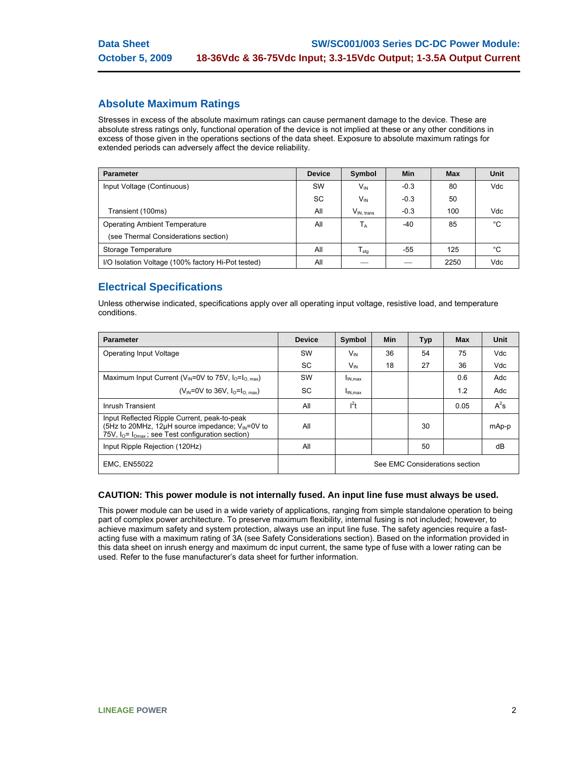## Absolute Maximum Ratings

Stresses in excess of the absolute maximum ratings can cause permanent damage to the device. These are absolute stress ratings only, functional operation of the device is not implied at these or any other conditions in excess of those given in the operations sections of the data sheet. Exposure to absolute maximum ratings for extended periods can adversely affect the device reliability.

| Parameter | Device | Symbol | Min | Max | Unit |
|---|---|---|---|---|---|
| Input Voltage (Continuous) | SW | $V_{IN}$ | -0.3 | 80 | Vdc |
| | SC | $V_{IN}$ | -0.3 | 50 | |
| Transient (100ms) | All | $V_{IN, trans}$ | -0.3 | 100 | Vdc |
| Operating Ambient Temperature (see Thermal Considerations section) | All | $T_A$ | -40 | 85 | °C |
| Storage Temperature | All | $T_{stg}$ | -55 | 125 | °C |
| I/O Isolation Voltage (100% factory Hi-Pot tested) | All | — | — | 2250 | Vdc |

## Electrical Specifications

Unless otherwise indicated, specifications apply over all operating input voltage, resistive load, and temperature conditions.

| Parameter | Device | Symbol | Min | Typ | Max | Unit |
|---|---|---|---|---|---|---|
| Operating Input Voltage | SW | $V_{IN}$ | 36 | 54 | 75 | Vdc |
| | SC | $V_{IN}$ | 18 | 27 | 36 | Vdc |
| Maximum Input Current ($V_{IN}$=0V to 75V, $I_O$=$I_{O, max}$) | SW | $I_{IN,max}$ | | | 0.6 | Adc |
| ($V_{IN}$=0V to 36V, $I_O$=$I_{O, max}$) | SC | $I_{IN,max}$ | | | 1.2 | Adc |
| Inrush Transient | All | $I^2t$ | | | 0.05 | $A^2s$ |
| Input Reflected Ripple Current, peak-to-peak (5Hz to 20MHz, 12µH source impedance; $V_{IN}$=0V to 75V, $I_O$= $I_{Omax}$ ; see Test configuration section) | All | | | 30 | | mAp-p |
| Input Ripple Rejection (120Hz) | All | | | 50 | | dB |
| EMC, EN55022 | | See EMC Considerations section | | | | |

**CAUTION: This power module is not internally fused. An input line fuse must always be used.**

This power module can be used in a wide variety of applications, ranging from simple standalone operation to being part of complex power architecture. To preserve maximum flexibility, internal fusing is not included; however, to achieve maximum safety and system protection, always use an input line fuse. The safety agencies require a fast-acting fuse with a maximum rating of 3A (see Safety Considerations section). Based on the information provided in this data sheet on inrush energy and maximum dc input current, the same type of fuse with a lower rating can be used. Refer to the fuse manufacturer's data sheet for further information.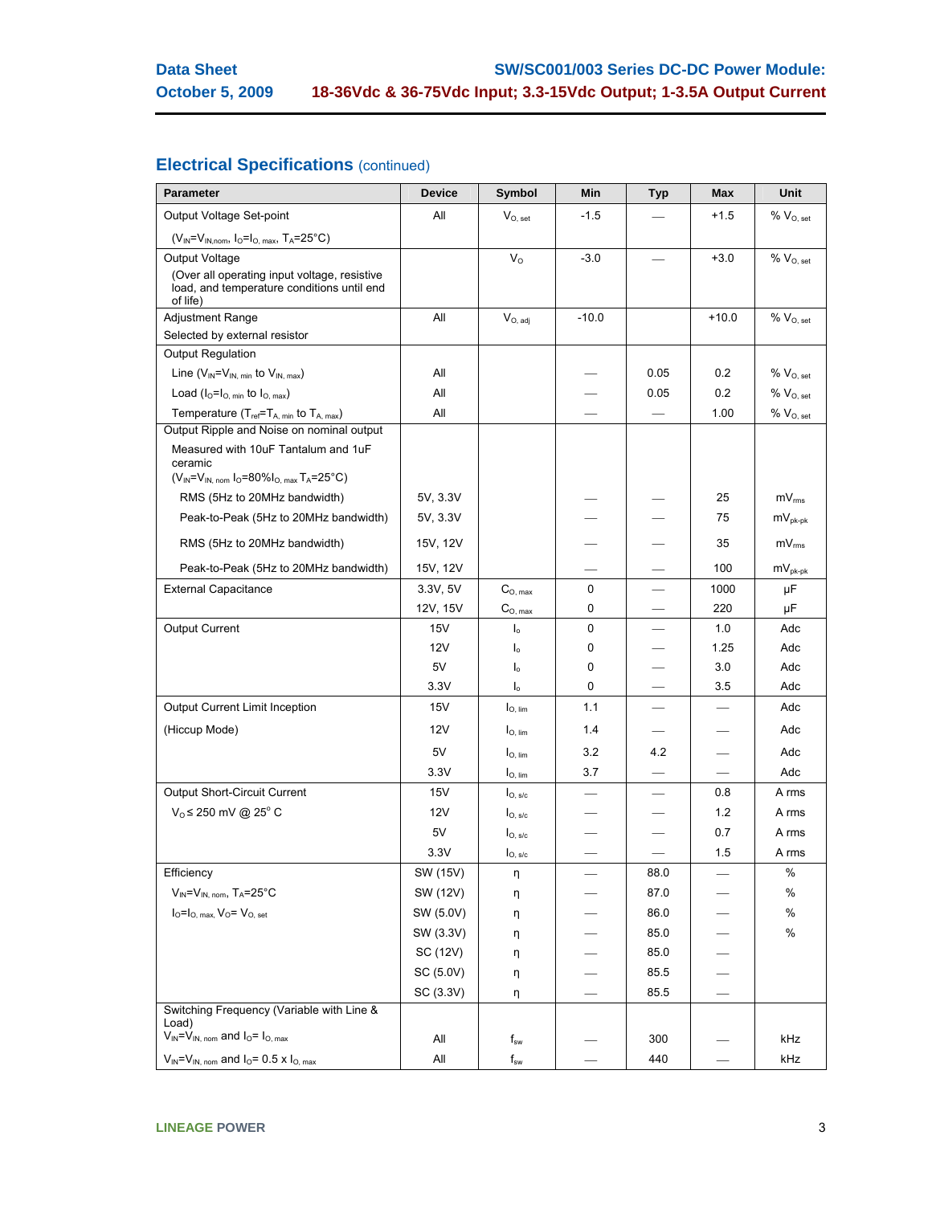## Electrical Specifications (continued)

| Parameter | Device | Symbol | Min | Typ | Max | Unit |
|---|---|---|---|---|---|---|
| Output Voltage Set-point ($V_{IN}$=$V_{IN,nom}$, $I_O$=$I_{O,\ max}$, $T_A$=25°C) | All | $V_{O,\ set}$ | -1.5 | — | +1.5 | % $V_{O,\ set}$ |
| Output Voltage (Over all operating input voltage, resistive load, and temperature conditions until end of life) | | $V_O$ | -3.0 | — | +3.0 | % $V_{O,\ set}$ |
| Adjustment Range Selected by external resistor | All | $V_{O,\ adj}$ | -10.0 | | +10.0 | % $V_{O,\ set}$ |
| Output Regulation | | | | | | |
| Line ($V_{IN}$=$V_{IN,\ min}$ to $V_{IN,\ max}$) | All | | — | 0.05 | 0.2 | % $V_{O,\ set}$ |
| Load ($I_O$=$I_{O,\ min}$ to $I_{O,\ max}$) | All | | — | 0.05 | 0.2 | % $V_{O,\ set}$ |
| Temperature ($T_{ref}$=$T_{A,\ min}$ to $T_{A,\ max}$) | All | | — | — | 1.00 | % $V_{O,\ set}$ |
| Output Ripple and Noise on nominal output Measured with 10uF Tantalum and 1uF ceramic ($V_{IN}$=$V_{IN,\ nom}$ $I_O$=80%$I_{O,\ max}$ $T_A$=25°C) | | | | | | |
| RMS (5Hz to 20MHz bandwidth) | 5V, 3.3V | | — | — | 25 | $mV_{rms}$ |
| Peak-to-Peak (5Hz to 20MHz bandwidth) | 5V, 3.3V | | — | — | 75 | $mV_{pk-pk}$ |
| RMS (5Hz to 20MHz bandwidth) | 15V, 12V | | — | — | 35 | $mV_{rms}$ |
| Peak-to-Peak (5Hz to 20MHz bandwidth) | 15V, 12V | | — | — | 100 | $mV_{pk-pk}$ |
| External Capacitance | 3.3V, 5V | $C_{O,\ max}$ | 0 | — | 1000 | μF |
| | 12V, 15V | $C_{O,\ max}$ | 0 | — | 220 | μF |
| Output Current | 15V | $I_o$ | 0 | — | 1.0 | Adc |
| | 12V | $I_o$ | 0 | — | 1.25 | Adc |
| | 5V | $I_o$ | 0 | — | 3.0 | Adc |
| | 3.3V | $I_o$ | 0 | — | 3.5 | Adc |
| Output Current Limit Inception | 15V | $I_{O,\ lim}$ | 1.1 | — | — | Adc |
| (Hiccup Mode) | 12V | $I_{O,\ lim}$ | 1.4 | — | — | Adc |
| | 5V | $I_{O,\ lim}$ | 3.2 | 4.2 | — | Adc |
| | 3.3V | $I_{O,\ lim}$ | 3.7 | — | — | Adc |
| Output Short-Circuit Current | 15V | $I_{O,\ s/c}$ | — | — | 0.8 | A rms |
| $V_O$ ≤ 250 mV @ 25° C | 12V | $I_{O,\ s/c}$ | — | — | 1.2 | A rms |
| | 5V | $I_{O,\ s/c}$ | — | — | 0.7 | A rms |
| | 3.3V | $I_{O,\ s/c}$ | — | — | 1.5 | A rms |
| Efficiency | SW (15V) | η | — | 88.0 | — | % |
| $V_{IN}$=$V_{IN,\ nom}$, $T_A$=25°C | SW (12V) | η | — | 87.0 | — | % |
| $I_O$=$I_{O,\ max}$, $V_O$= $V_{O,\ set}$ | SW (5.0V) | η | — | 86.0 | — | % |
| | SW (3.3V) | η | — | 85.0 | — | % |
| | SC (12V) | η | — | 85.0 | — | |
| | SC (5.0V) | η | — | 85.5 | — | |
| | SC (3.3V) | η | — | 85.5 | — | |
| Switching Frequency (Variable with Line & Load) | | | | | | |
| $V_{IN}$=$V_{IN,\ nom}$ and $I_O$= $I_{O,\ max}$ | All | $f_{sw}$ | — | 300 | — | kHz |
| $V_{IN}$=$V_{IN,\ nom}$ and $I_O$= 0.5 x $I_{O,\ max}$ | All | $f_{sw}$ | — | 440 | — | kHz |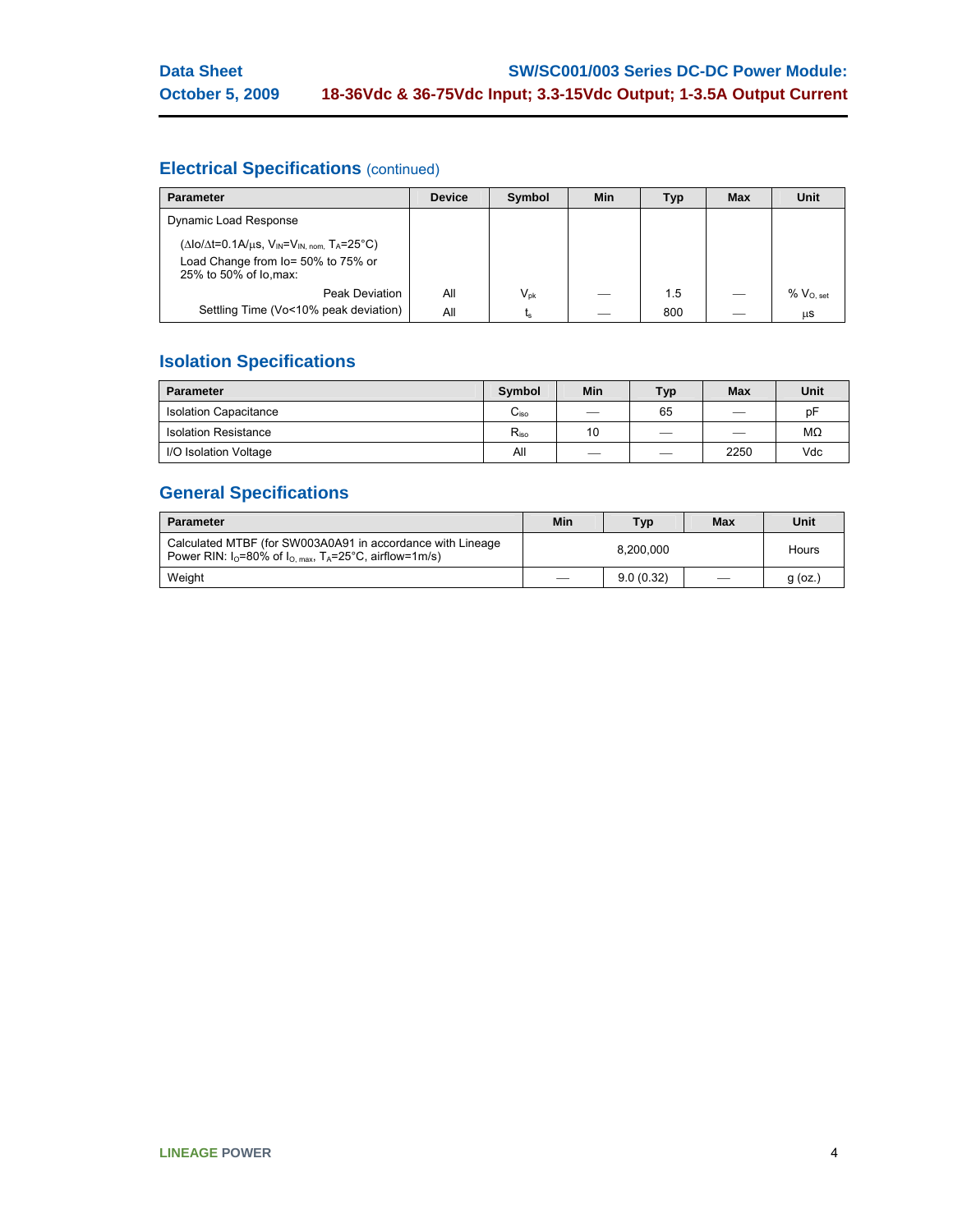## Electrical Specifications (continued)

| Parameter | Device | Symbol | Min | Typ | Max | Unit |
|---|---|---|---|---|---|---|
| Dynamic Load Response | | | | | | |
| ($\Delta Io/\Delta t$=0.1A/μs, $V_{IN}=V_{IN, nom,}$ $T_A$=25°C) Load Change from Io= 50% to 75% or 25% to 50% of Io,max: | | | | | | |
| Peak Deviation | All | $V_{pk}$ | — | 1.5 | — | % $V_{O, set}$ |
| Settling Time (Vo<10% peak deviation) | All | $t_s$ | — | 800 | — | μs |

## Isolation Specifications

| Parameter | Symbol | Min | Typ | Max | Unit |
|---|---|---|---|---|---|
| Isolation Capacitance | $C_{iso}$ | — | 65 | — | pF |
| Isolation Resistance | $R_{iso}$ | 10 | — | — | MΩ |
| I/O Isolation Voltage | All | — | — | 2250 | Vdc |

## General Specifications

| Parameter | Min | Typ | Max | Unit |
|---|---|---|---|---|
| Calculated MTBF (for SW003A0A91 in accordance with Lineage Power RIN: $I_O$=80% of $I_{O, max}$, $T_A$=25°C, airflow=1m/s) | | 8,200,000 | | Hours |
| Weight | — | 9.0 (0.32) | — | g (oz.) |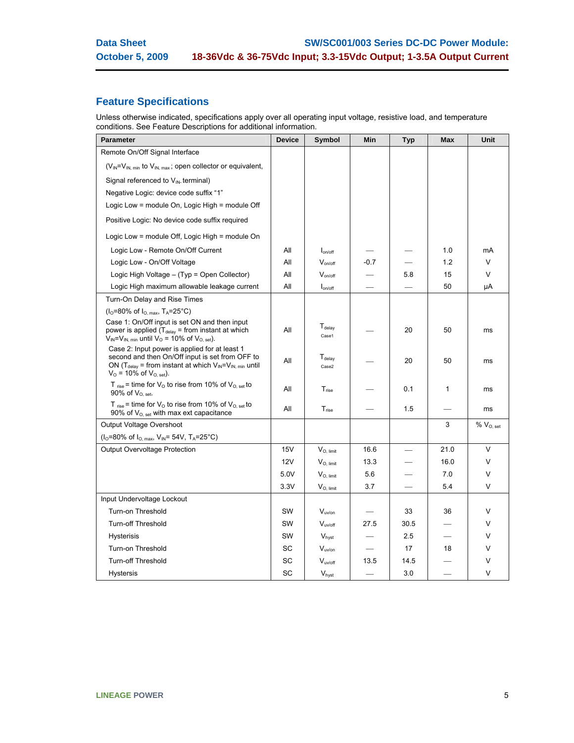## Feature Specifications

Unless otherwise indicated, specifications apply over all operating input voltage, resistive load, and temperature conditions. See Feature Descriptions for additional information.

| Parameter | Device | Symbol | Min | Typ | Max | Unit |
|---|---|---|---|---|---|---|
| Remote On/Off Signal Interface | | | | | | |
| ($V_{IN}$=$V_{IN, min}$ to $V_{IN, max}$ ; open collector or equivalent, | | | | | | |
| Signal referenced to $V_{IN-}$ terminal) | | | | | | |
| Negative Logic: device code suffix "1" | | | | | | |
| Logic Low = module On, Logic High = module Off | | | | | | |
| Positive Logic: No device code suffix required | | | | | | |
| Logic Low = module Off, Logic High = module On | | | | | | |
| Logic Low - Remote On/Off Current | All | $I_{on/off}$ | — | — | 1.0 | mA |
| Logic Low - On/Off Voltage | All | $V_{on/off}$ | -0.7 | — | 1.2 | V |
| Logic High Voltage – (Typ = Open Collector) | All | $V_{on/off}$ | — | 5.8 | 15 | V |
| Logic High maximum allowable leakage current | All | $I_{on/off}$ | — | — | 50 | μA |
| Turn-On Delay and Rise Times | | | | | | |
| ($I_O$=80% of $I_{O, max}$, $T_A$=25°C) | | | | | | |
| Case 1: On/Off input is set ON and then input power is applied ($T_{delay}$ = from instant at which $V_{IN}$=$V_{IN, min}$ until $V_O$ = 10% of $V_{O, set}$). | All | $T_{delay}$ Case1 | — | 20 | 50 | ms |
| Case 2: Input power is applied for at least 1 second and then On/Off input is set from OFF to ON ($T_{delay}$ = from instant at which $V_{IN}$=$V_{IN, min}$ until $V_O$ = 10% of $V_{O, set}$). | All | $T_{delay}$ Case2 | — | 20 | 50 | ms |
| $T_{rise}$ = time for $V_O$ to rise from 10% of $V_{O, set}$ to 90% of $V_{O, set}$. | All | $T_{rise}$ | — | 0.1 | 1 | ms |
| $T_{rise}$ = time for $V_O$ to rise from 10% of $V_{O, set}$ to 90% of $V_{O, set}$ with max ext capacitance | All | $T_{rise}$ | — | 1.5 | — | ms |
| Output Voltage Overshoot | | | | | 3 | % $V_{O, set}$ |
| ($I_O$=80% of $I_{O, max}$, $V_{IN}$= 54V, $T_A$=25°C) | | | | | | |
| Output Overvoltage Protection | 15V | $V_{O, limit}$ | 16.6 | — | 21.0 | V |
| | 12V | $V_{O, limit}$ | 13.3 | — | 16.0 | V |
| | 5.0V | $V_{O, limit}$ | 5.6 | — | 7.0 | V |
| | 3.3V | $V_{O, limit}$ | 3.7 | — | 5.4 | V |
| Input Undervoltage Lockout | | | | | | |
| Turn-on Threshold | SW | $V_{uv/on}$ | — | 33 | 36 | V |
| Turn-off Threshold | SW | $V_{uv/off}$ | 27.5 | 30.5 | — | V |
| Hysterisis | SW | $V_{hyst}$ | — | 2.5 | — | V |
| Turn-on Threshold | SC | $V_{uv/on}$ | — | 17 | 18 | V |
| Turn-off Threshold | SC | $V_{uv/off}$ | 13.5 | 14.5 | — | V |
| Hystersis | SC | $V_{hyst}$ | — | 3.0 | — | V |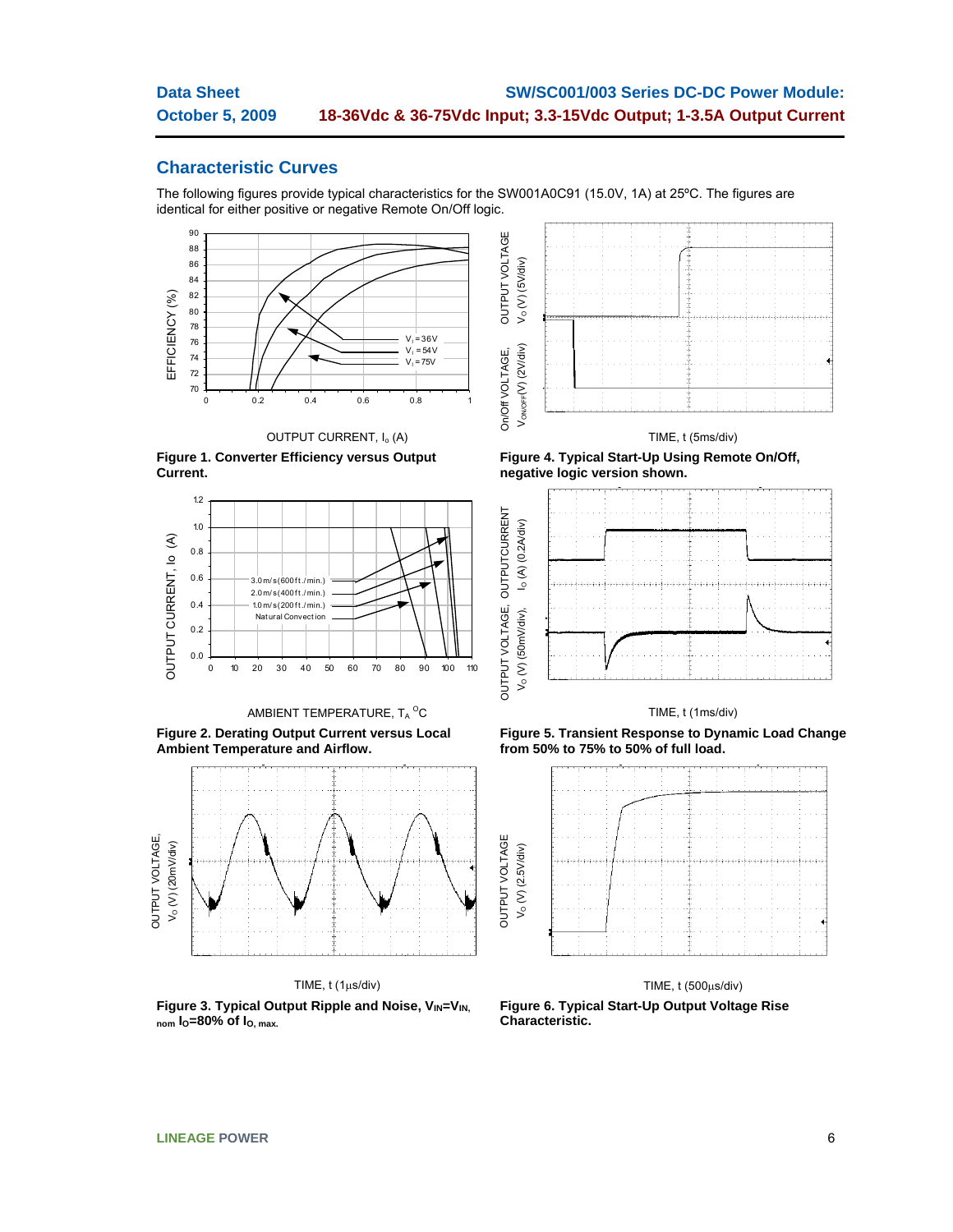## Characteristic Curves

The following figures provide typical characteristics for the SW001A0C91 (15.0V, 1A) at 25ºC. The figures are identical for either positive or negative Remote On/Off logic.

**Figure 1. Converter Efficiency versus Output Current.**

**Figure 2. Derating Output Current versus Local Ambient Temperature and Airflow.**

**Figure 3. Typical Output Ripple and Noise, $V_{IN}$=$V_{IN, nom}$ $I_O$=80% of $I_{O, max.}$**

**Figure 4. Typical Start-Up Using Remote On/Off, negative logic version shown.**

**Figure 5. Transient Response to Dynamic Load Change from 50% to 75% to 50% of full load.**

**Figure 6. Typical Start-Up Output Voltage Rise Characteristic.**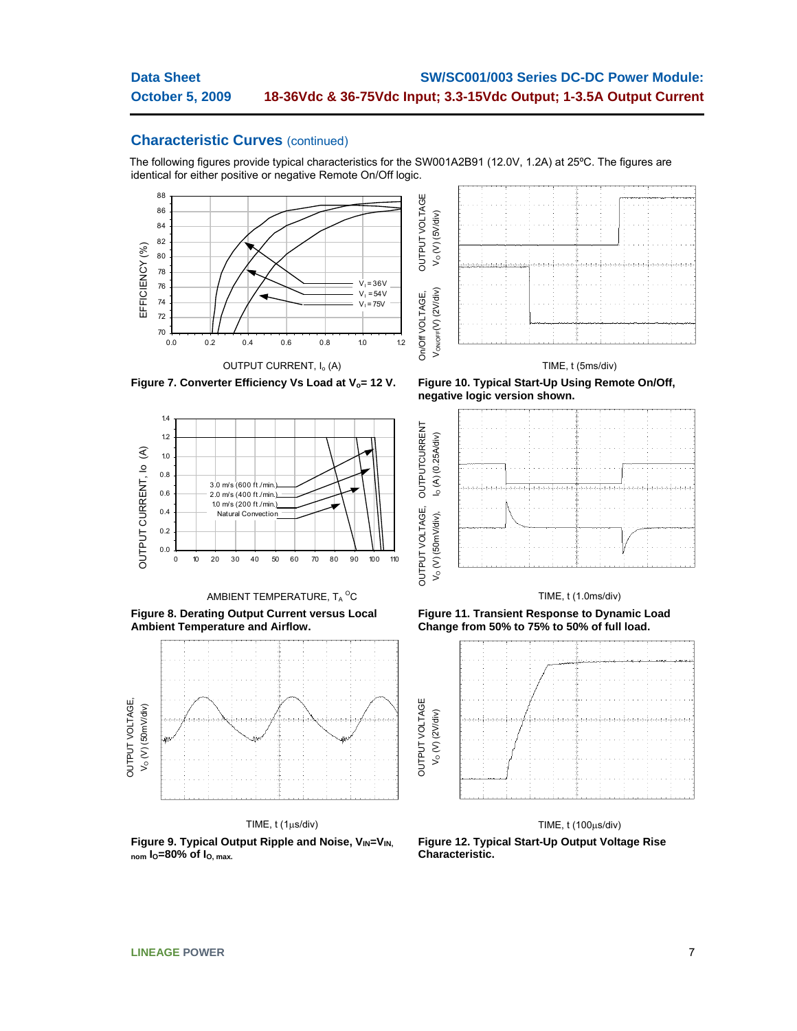## Characteristic Curves (continued)

The following figures provide typical characteristics for the SW001A2B91 (12.0V, 1.2A) at 25ºC. The figures are identical for either positive or negative Remote On/Off logic.

**Figure 7. Converter Efficiency Vs Load at $V_o$= 12 V.**

**Figure 10. Typical Start-Up Using Remote On/Off, negative logic version shown.**

**Figure 8. Derating Output Current versus Local Ambient Temperature and Airflow.**

**Figure 11. Transient Response to Dynamic Load Change from 50% to 75% to 50% of full load.**

**Figure 9. Typical Output Ripple and Noise, $V_{IN}$=$V_{IN, nom}$ $I_O$=80% of $I_{O, max}$.**

**Figure 12. Typical Start-Up Output Voltage Rise Characteristic.**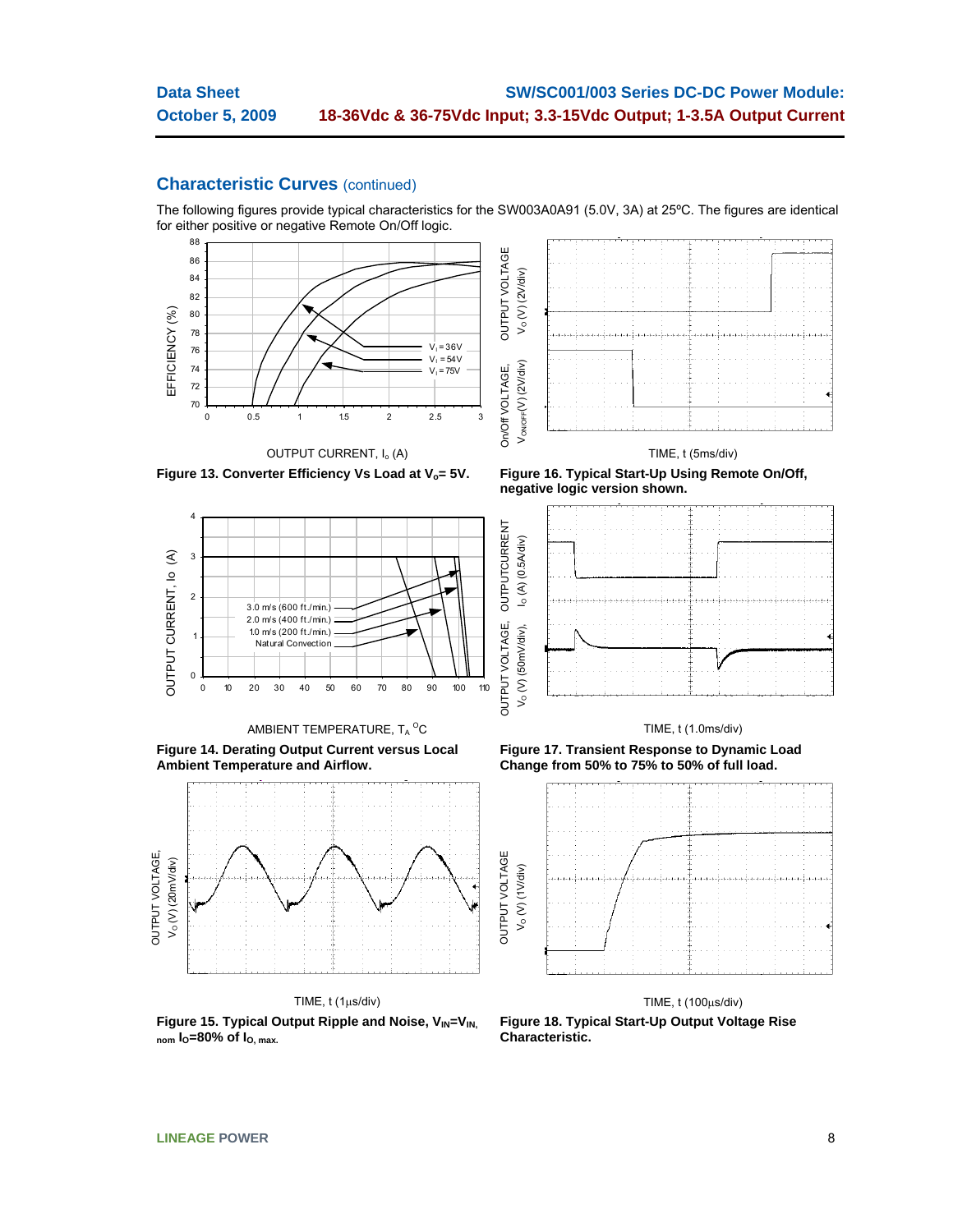## Characteristic Curves (continued)

The following figures provide typical characteristics for the SW003A0A91 (5.0V, 3A) at 25ºC. The figures are identical for either positive or negative Remote On/Off logic.

**Figure 13. Converter Efficiency Vs Load at $V_o$= 5V.**

**Figure 14. Derating Output Current versus Local Ambient Temperature and Airflow.**

**Figure 15. Typical Output Ripple and Noise, $V_{IN}$=$V_{IN, nom}$ $I_O$=80% of $I_{O, max.}$**

**Figure 16. Typical Start-Up Using Remote On/Off, negative logic version shown.**

**Figure 17. Transient Response to Dynamic Load Change from 50% to 75% to 50% of full load.**

**Figure 18. Typical Start-Up Output Voltage Rise Characteristic.**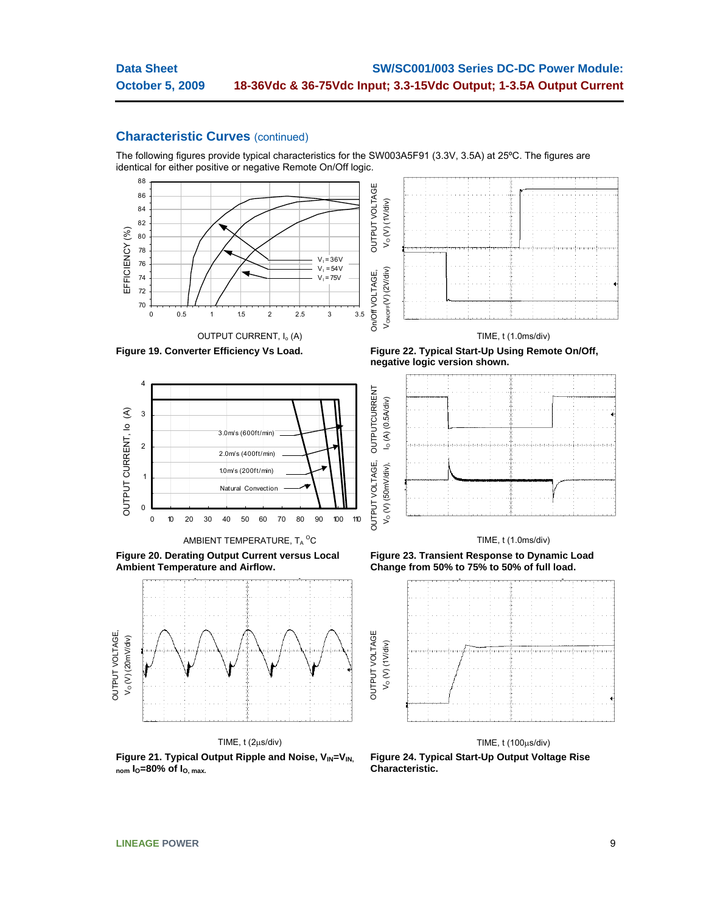## Characteristic Curves (continued)

The following figures provide typical characteristics for the SW003A5F91 (3.3V, 3.5A) at 25ºC. The figures are identical for either positive or negative Remote On/Off logic.

**Figure 19. Converter Efficiency Vs Load.**

**Figure 22. Typical Start-Up Using Remote On/Off, negative logic version shown.**

**Figure 20. Derating Output Current versus Local Ambient Temperature and Airflow.**

**Figure 23. Transient Response to Dynamic Load Change from 50% to 75% to 50% of full load.**

**Figure 21. Typical Output Ripple and Noise, $V_{IN}=V_{IN, nom}$ $I_O$=80% of $I_{O, max}$.**

**Figure 24. Typical Start-Up Output Voltage Rise Characteristic.**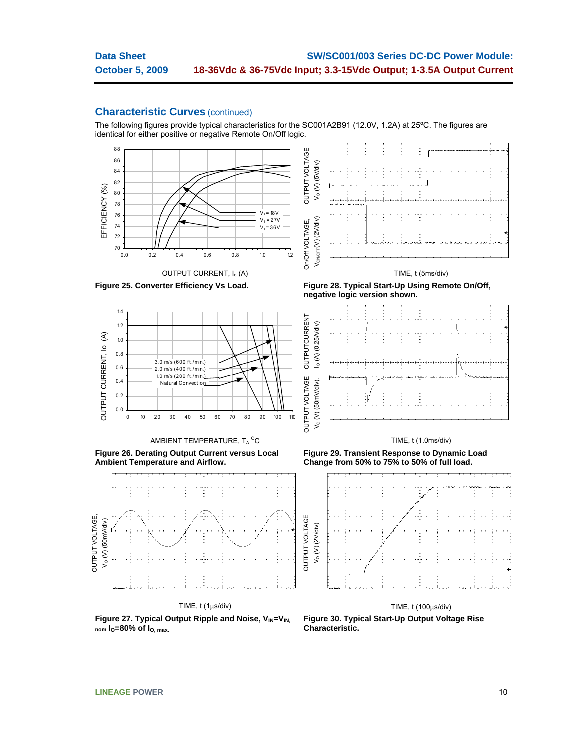## Characteristic Curves (continued)

The following figures provide typical characteristics for the SC001A2B91 (12.0V, 1.2A) at 25ºC. The figures are identical for either positive or negative Remote On/Off logic.

**Figure 25. Converter Efficiency Vs Load.**

**Figure 28. Typical Start-Up Using Remote On/Off, negative logic version shown.**

**Figure 26. Derating Output Current versus Local Ambient Temperature and Airflow.**

**Figure 29. Transient Response to Dynamic Load Change from 50% to 75% to 50% of full load.**

**Figure 27. Typical Output Ripple and Noise, $V_{IN}=V_{IN,nom}$ $I_O$=80% of $I_{O,max}$.**

**Figure 30. Typical Start-Up Output Voltage Rise Characteristic.**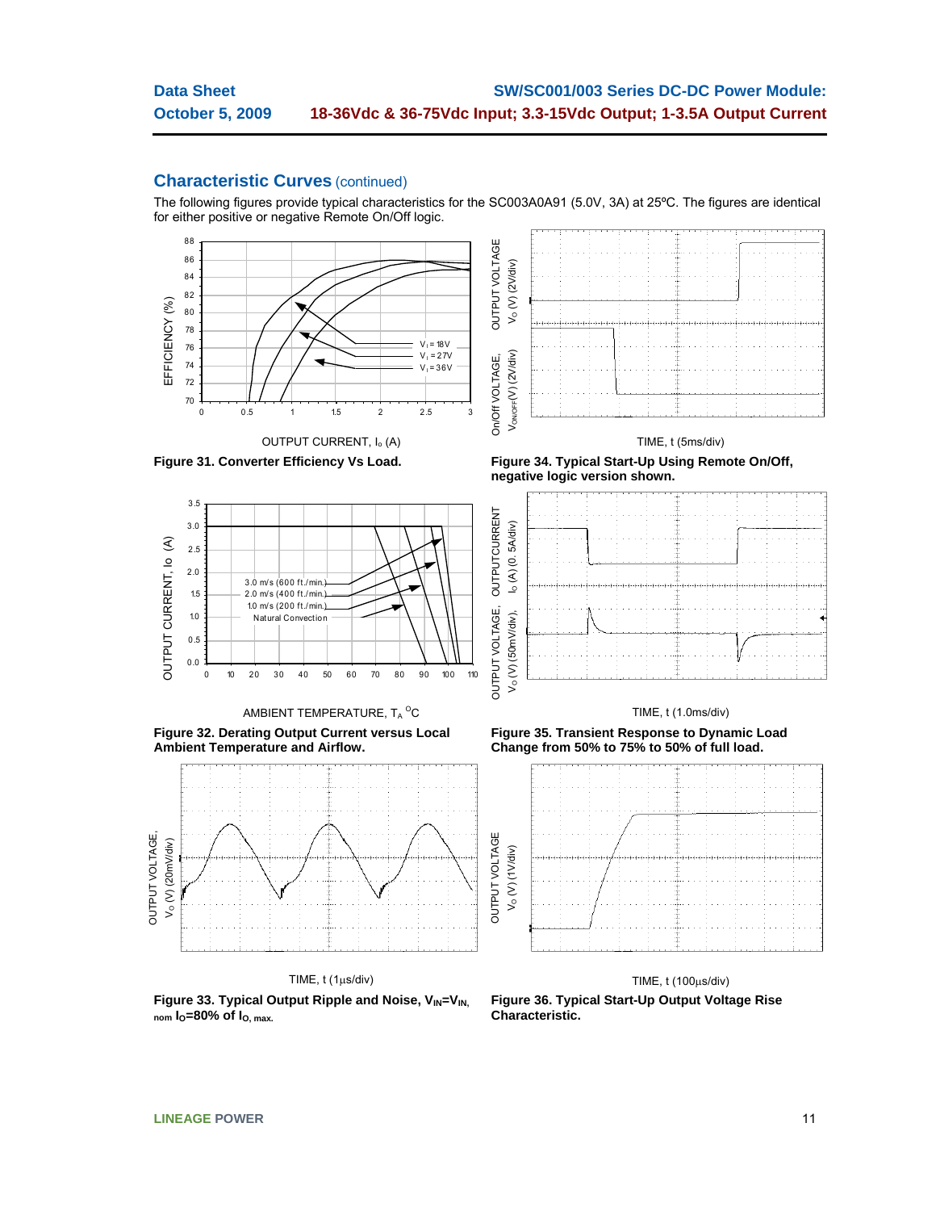## Characteristic Curves (continued)

The following figures provide typical characteristics for the SC003A0A91 (5.0V, 3A) at 25ºC. The figures are identical for either positive or negative Remote On/Off logic.

**Figure 31. Converter Efficiency Vs Load.**

**Figure 34. Typical Start-Up Using Remote On/Off, negative logic version shown.**

**Figure 32. Derating Output Current versus Local Ambient Temperature and Airflow.**

**Figure 35. Transient Response to Dynamic Load Change from 50% to 75% to 50% of full load.**

**Figure 33. Typical Output Ripple and Noise, $V_{IN}$=$V_{IN, nom}$ $I_O$=80% of $I_{O, max.}$**

**Figure 36. Typical Start-Up Output Voltage Rise Characteristic.**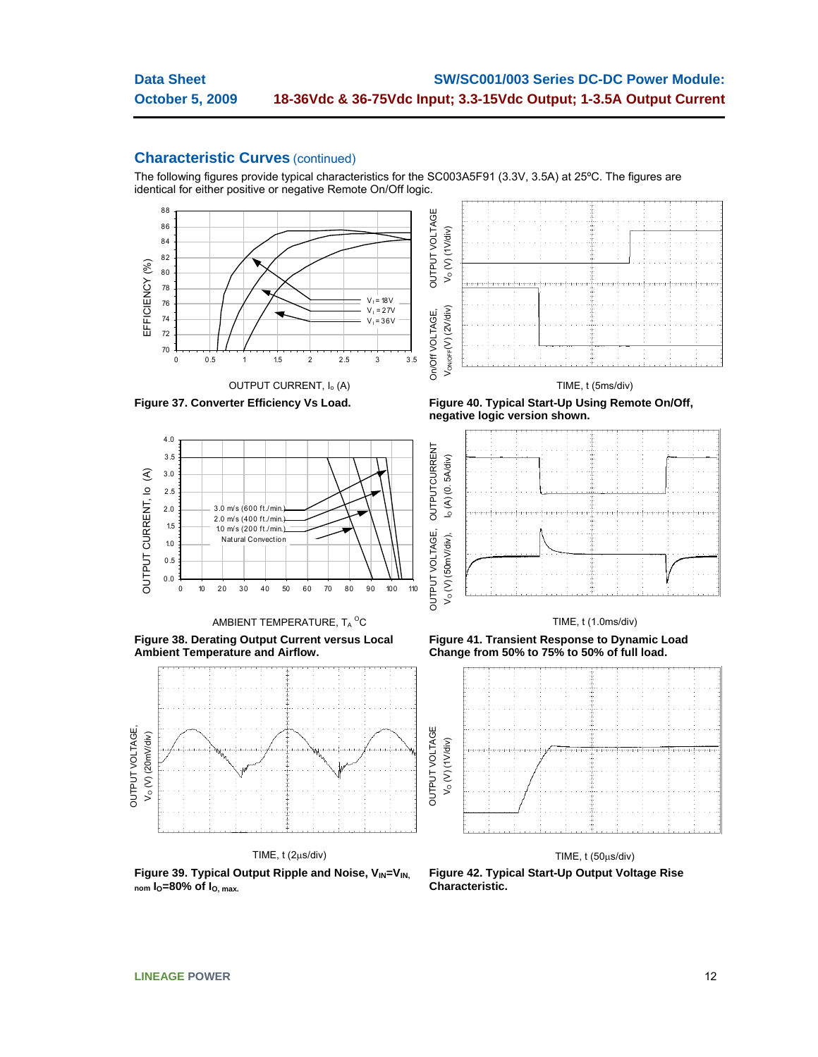## Characteristic Curves (continued)

The following figures provide typical characteristics for the SC003A5F91 (3.3V, 3.5A) at 25ºC. The figures are identical for either positive or negative Remote On/Off logic.

**Figure 37. Converter Efficiency Vs Load.**

**Figure 40. Typical Start-Up Using Remote On/Off, negative logic version shown.**

**Figure 38. Derating Output Current versus Local Ambient Temperature and Airflow.**

**Figure 41. Transient Response to Dynamic Load Change from 50% to 75% to 50% of full load.**

**Figure 39. Typical Output Ripple and Noise, $V_{IN}=V_{IN, nom}$ $I_O$=80% of $I_{O, max}$.**

**Figure 42. Typical Start-Up Output Voltage Rise Characteristic.**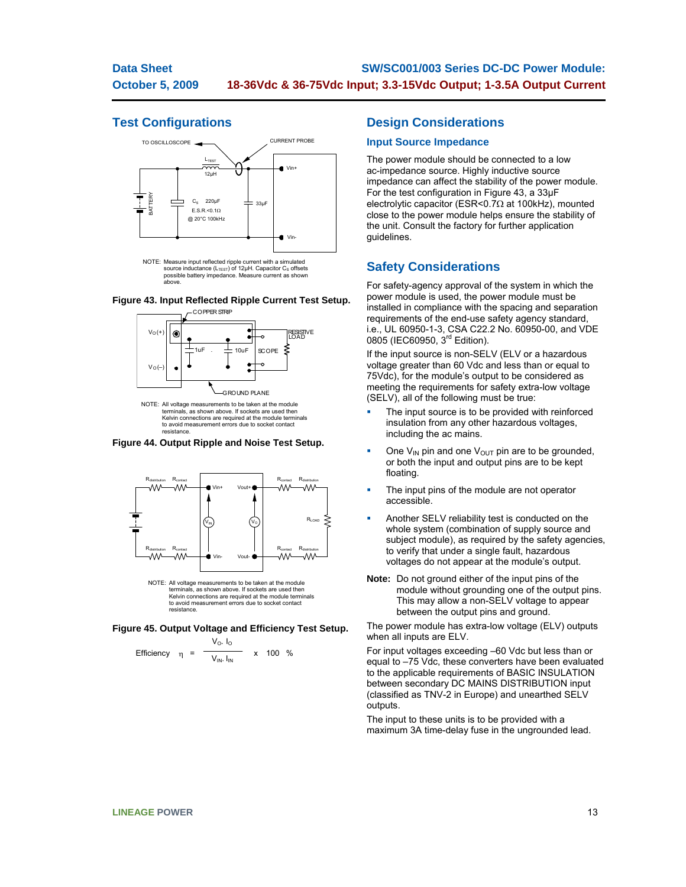## Test Configurations

NOTE: Measure input reflected ripple current with a simulated source inductance ($L_{TEST}$) of 12μH. Capacitor $C_S$ offsets possible battery impedance. Measure current as shown above.

**Figure 43. Input Reflected Ripple Current Test Setup.**

NOTE: All voltage measurements to be taken at the module terminals, as shown above. If sockets are used then Kelvin connections are required at the module terminals to avoid measurement errors due to socket contact resistance.

**Figure 44. Output Ripple and Noise Test Setup.**

NOTE: All voltage measurements to be taken at the module terminals, as shown above. If sockets are used then Kelvin connections are required at the module terminals to avoid measurement errors due to socket contact resistance.

**Figure 45. Output Voltage and Efficiency Test Setup.**

$$\text{Efficiency} \quad \eta = \frac{V_O \cdot I_O}{V_{IN} \cdot I_{IN}} \times 100 \ \%$$

## Design Considerations

### Input Source Impedance

The power module should be connected to a low ac-impedance source. Highly inductive source impedance can affect the stability of the power module. For the test configuration in Figure 43, a 33μF electrolytic capacitor (ESR<0.7Ω at 100kHz), mounted close to the power module helps ensure the stability of the unit. Consult the factory for further application guidelines.

## Safety Considerations

For safety-agency approval of the system in which the power module is used, the power module must be installed in compliance with the spacing and separation requirements of the end-use safety agency standard, i.e., UL 60950-1-3, CSA C22.2 No. 60950-00, and VDE 0805 (IEC60950, 3rd Edition).

If the input source is non-SELV (ELV or a hazardous voltage greater than 60 Vdc and less than or equal to 75Vdc), for the module's output to be considered as meeting the requirements for safety extra-low voltage (SELV), all of the following must be true:

- The input source is to be provided with reinforced insulation from any other hazardous voltages, including the ac mains.
- One $V_{IN}$ pin and one $V_{OUT}$ pin are to be grounded, or both the input and output pins are to be kept floating.
- The input pins of the module are not operator accessible.
- Another SELV reliability test is conducted on the whole system (combination of supply source and subject module), as required by the safety agencies, to verify that under a single fault, hazardous voltages do not appear at the module's output.

**Note:** Do not ground either of the input pins of the module without grounding one of the output pins. This may allow a non-SELV voltage to appear between the output pins and ground.

The power module has extra-low voltage (ELV) outputs when all inputs are ELV.

For input voltages exceeding –60 Vdc but less than or equal to –75 Vdc, these converters have been evaluated to the applicable requirements of BASIC INSULATION between secondary DC MAINS DISTRIBUTION input (classified as TNV-2 in Europe) and unearthed SELV outputs.

The input to these units is to be provided with a maximum 3A time-delay fuse in the ungrounded lead.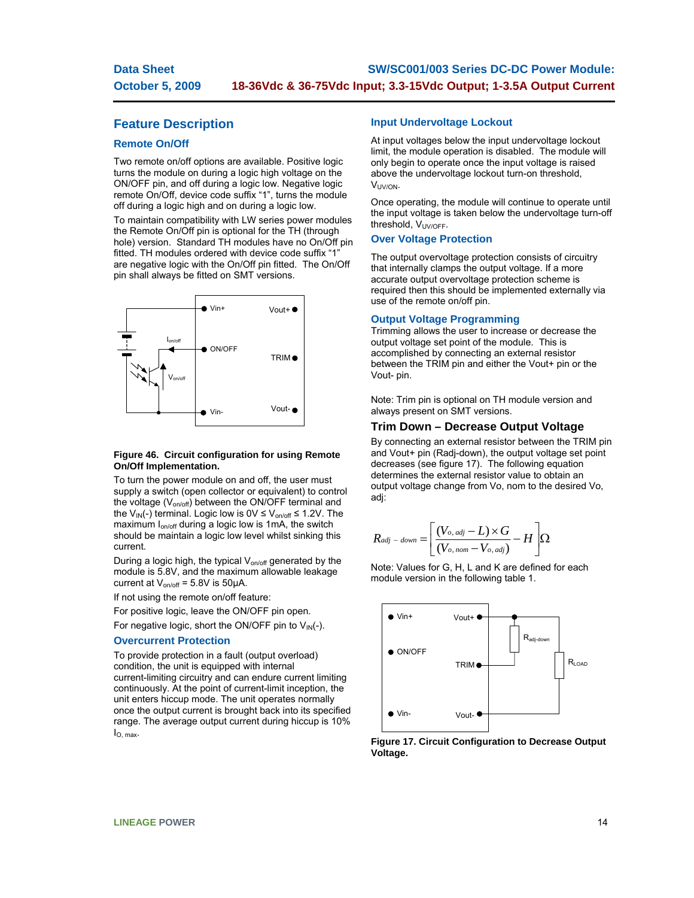## Feature Description

### Remote On/Off

Two remote on/off options are available. Positive logic turns the module on during a logic high voltage on the ON/OFF pin, and off during a logic low. Negative logic remote On/Off, device code suffix “1”, turns the module off during a logic high and on during a logic low.

To maintain compatibility with LW series power modules the Remote On/Off pin is optional for the TH (through hole) version. Standard TH modules have no On/Off pin fitted. TH modules ordered with device code suffix “1” are negative logic with the On/Off pin fitted. The On/Off pin shall always be fitted on SMT versions.

**Figure 46. Circuit configuration for using Remote On/Off Implementation.**

To turn the power module on and off, the user must supply a switch (open collector or equivalent) to control the voltage ($V_{on/off}$) between the ON/OFF terminal and the $V_{IN}$(-) terminal. Logic low is 0V ≤ $V_{on/off}$ ≤ 1.2V. The maximum $I_{on/off}$ during a logic low is 1mA, the switch should be maintain a logic low level whilst sinking this current.

During a logic high, the typical $V_{on/off}$ generated by the module is 5.8V, and the maximum allowable leakage current at $V_{on/off}$ = 5.8V is 50μA.

If not using the remote on/off feature:

For positive logic, leave the ON/OFF pin open.

For negative logic, short the ON/OFF pin to $V_{IN}$(-).

### Overcurrent Protection

To provide protection in a fault (output overload) condition, the unit is equipped with internal current-limiting circuitry and can endure current limiting continuously. At the point of current-limit inception, the unit enters hiccup mode. The unit operates normally once the output current is brought back into its specified range. The average output current during hiccup is 10% $I_{O,\,max}$.

### Input Undervoltage Lockout

At input voltages below the input undervoltage lockout limit, the module operation is disabled. The module will only begin to operate once the input voltage is raised above the undervoltage lockout turn-on threshold, $V_{UV/ON}$.

Once operating, the module will continue to operate until the input voltage is taken below the undervoltage turn-off threshold, $V_{UV/OFF}$.

### Over Voltage Protection

The output overvoltage protection consists of circuitry that internally clamps the output voltage. If a more accurate output overvoltage protection scheme is required then this should be implemented externally via use of the remote on/off pin.

### Output Voltage Programming

Trimming allows the user to increase or decrease the output voltage set point of the module. This is accomplished by connecting an external resistor between the TRIM pin and either the Vout+ pin or the Vout- pin.

Note: Trim pin is optional on TH module version and always present on SMT versions.

### Trim Down – Decrease Output Voltage

By connecting an external resistor between the TRIM pin and Vout+ pin (Radj-down), the output voltage set point decreases (see figure 17). The following equation determines the external resistor value to obtain an output voltage change from Vo, nom to the desired Vo, adj:

$$R_{adj-down} = \left[ \frac{(V_{o,\,adj} - L) \times G}{(V_{o,\,nom} - V_{o,\,adj})} - H \right] \Omega$$

Note: Values for G, H, L and K are defined for each module version in the following table 1.

**Figure 17. Circuit Configuration to Decrease Output Voltage.**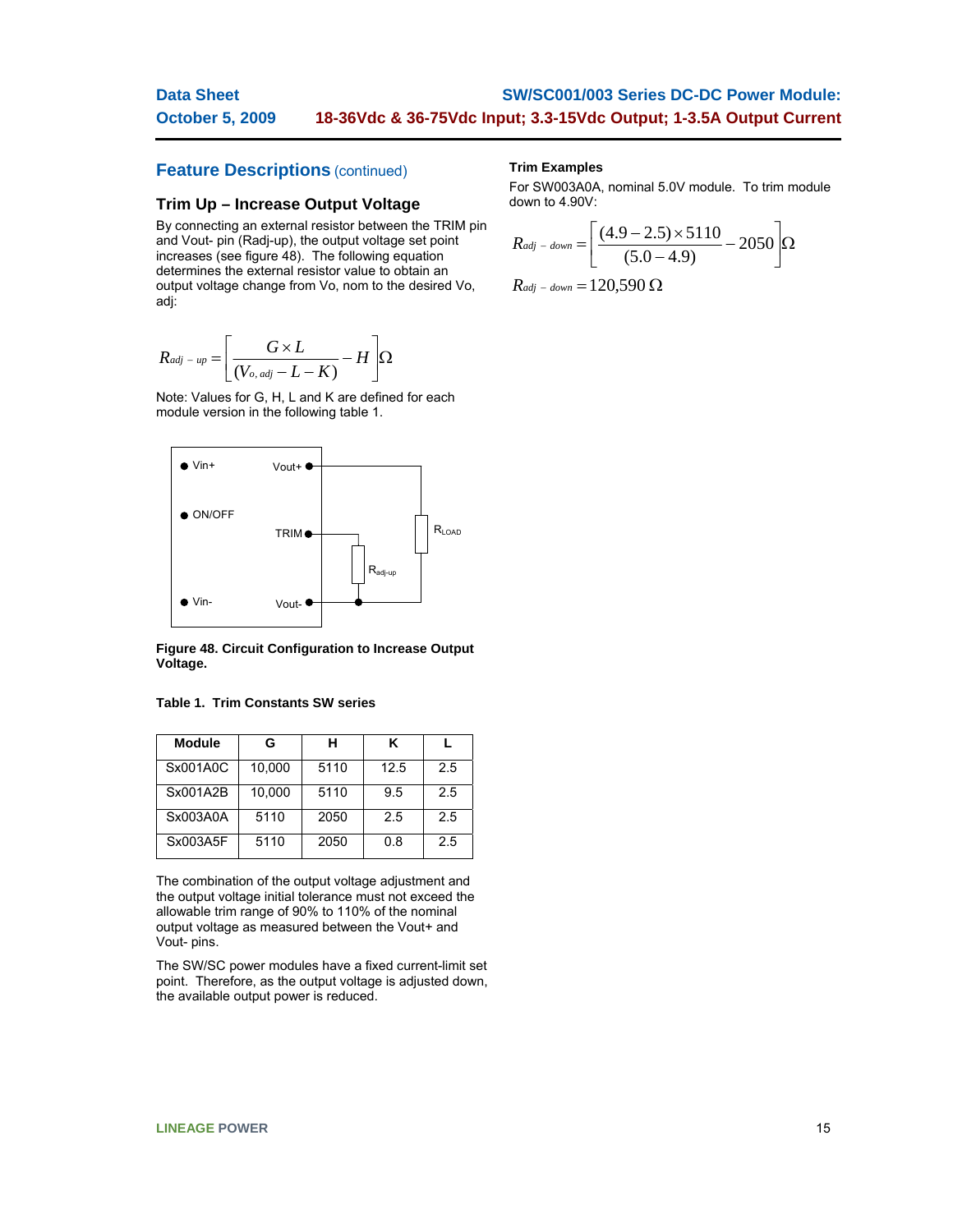## Feature Descriptions (continued)

### Trim Up – Increase Output Voltage

By connecting an external resistor between the TRIM pin and Vout- pin (Radj-up), the output voltage set point increases (see figure 48). The following equation determines the external resistor value to obtain an output voltage change from Vo, nom to the desired Vo, adj:

$$R_{adj-up} = \left[ \frac{G \times L}{(V_{o,adj} - L - K)} - H \right] \Omega$$

Note: Values for G, H, L and K are defined for each module version in the following table 1.

**Figure 48. Circuit Configuration to Increase Output Voltage.**

**Table 1. Trim Constants SW series**

| Module | G | H | K | L |
|---|---|---|---|---|
| Sx001A0C | 10,000 | 5110 | 12.5 | 2.5 |
| Sx001A2B | 10,000 | 5110 | 9.5 | 2.5 |
| Sx003A0A | 5110 | 2050 | 2.5 | 2.5 |
| Sx003A5F | 5110 | 2050 | 0.8 | 2.5 |

The combination of the output voltage adjustment and the output voltage initial tolerance must not exceed the allowable trim range of 90% to 110% of the nominal output voltage as measured between the Vout+ and Vout- pins.

The SW/SC power modules have a fixed current-limit set point. Therefore, as the output voltage is adjusted down, the available output power is reduced.

**Trim Examples**

For SW003A0A, nominal 5.0V module. To trim module down to 4.90V:

$$R_{adj-down} = \left[ \frac{(4.9 - 2.5) \times 5110}{(5.0 - 4.9)} - 2050 \right] \Omega$$

$$R_{adj-down} = 120{,}590\ \Omega$$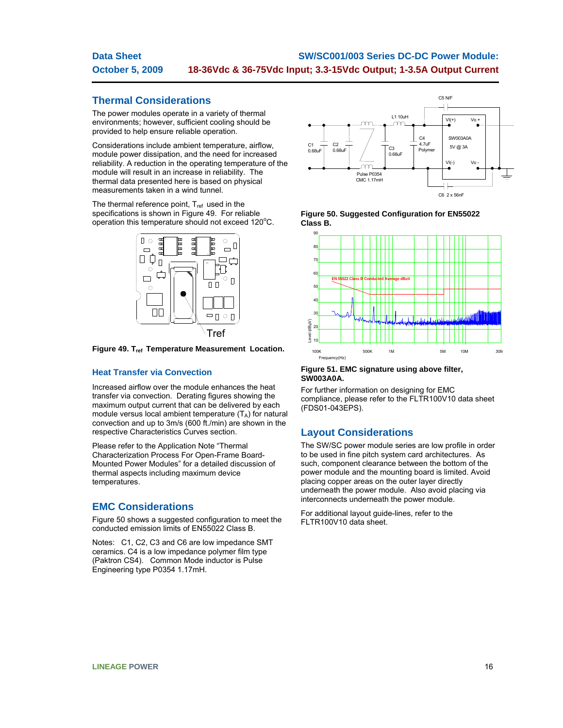## Thermal Considerations

The power modules operate in a variety of thermal environments; however, sufficient cooling should be provided to help ensure reliable operation.

Considerations include ambient temperature, airflow, module power dissipation, and the need for increased reliability. A reduction in the operating temperature of the module will result in an increase in reliability. The thermal data presented here is based on physical measurements taken in a wind tunnel.

The thermal reference point, $T_{ref}$ used in the specifications is shown in Figure 49. For reliable operation this temperature should not exceed 120°C.

**Figure 49. $T_{ref}$ Temperature Measurement Location.**

### Heat Transfer via Convection

Increased airflow over the module enhances the heat transfer via convection. Derating figures showing the maximum output current that can be delivered by each module versus local ambient temperature ($T_A$) for natural convection and up to 3m/s (600 ft./min) are shown in the respective Characteristics Curves section.

Please refer to the Application Note "Thermal Characterization Process For Open-Frame Board-Mounted Power Modules" for a detailed discussion of thermal aspects including maximum device temperatures.

## EMC Considerations

Figure 50 shows a suggested configuration to meet the conducted emission limits of EN55022 Class B.

Notes: C1, C2, C3 and C6 are low impedance SMT ceramics. C4 is a low impedance polymer film type (Paktron CS4). Common Mode inductor is Pulse Engineering type P0354 1.17mH.

**Figure 50. Suggested Configuration for EN55022 Class B.**

**Figure 51. EMC signature using above filter, SW003A0A.**

For further information on designing for EMC compliance, please refer to the FLTR100V10 data sheet (FDS01-043EPS).

## Layout Considerations

The SW/SC power module series are low profile in order to be used in fine pitch system card architectures. As such, component clearance between the bottom of the power module and the mounting board is limited. Avoid placing copper areas on the outer layer directly underneath the power module. Also avoid placing via interconnects underneath the power module.

For additional layout guide-lines, refer to the FLTR100V10 data sheet.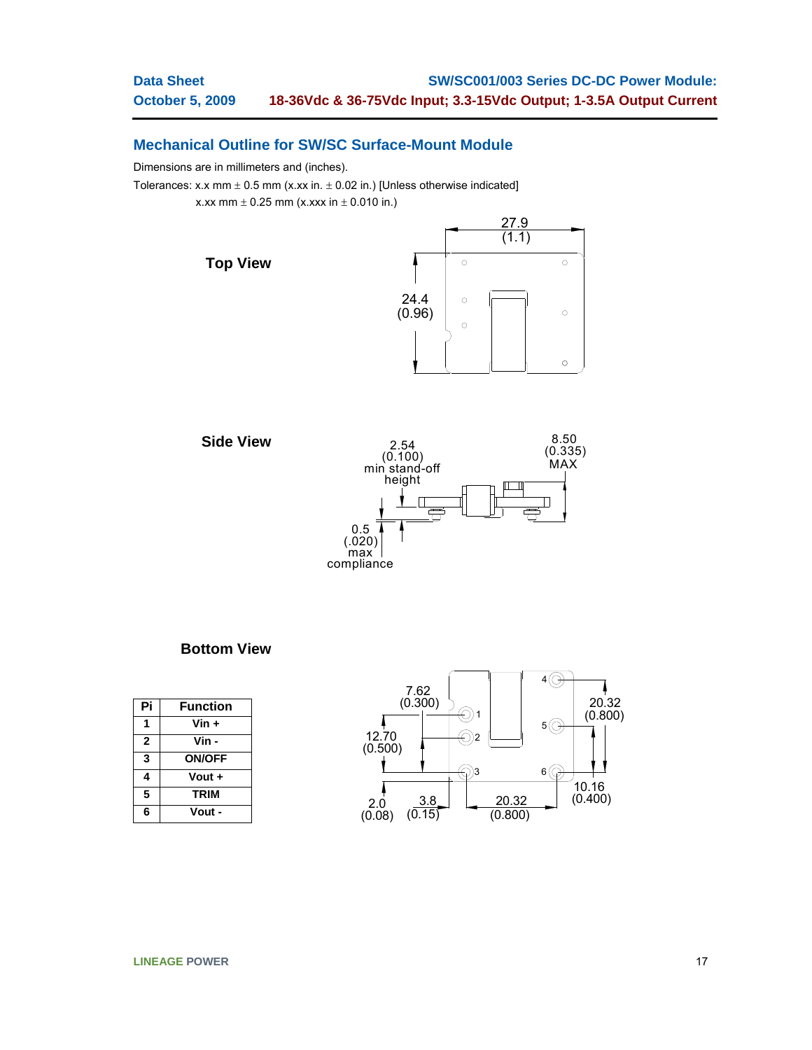## Mechanical Outline for SW/SC Surface-Mount Module

Dimensions are in millimeters and (inches).

Tolerances: x.x mm ± 0.5 mm (x.xx in. ± 0.02 in.) [Unless otherwise indicated]

x.xx mm ± 0.25 mm (x.xxx in ± 0.010 in.)

**Top View**

27.9 (1.1)

24.4 (0.96)

**Side View**

2.54 (0.100) min stand-off height

8.50 (0.335) MAX

0.5 (.020) max compliance

**Bottom View**

| Pi | Function |
|---|---|
| 1 | Vin + |
| 2 | Vin - |
| 3 | ON/OFF |
| 4 | Vout + |
| 5 | TRIM |
| 6 | Vout - |

7.62 (0.300)

12.70 (0.500)

20.32 (0.800)

10.16 (0.400)

2.0 (0.08)

3.8 (0.15)

20.32 (0.800)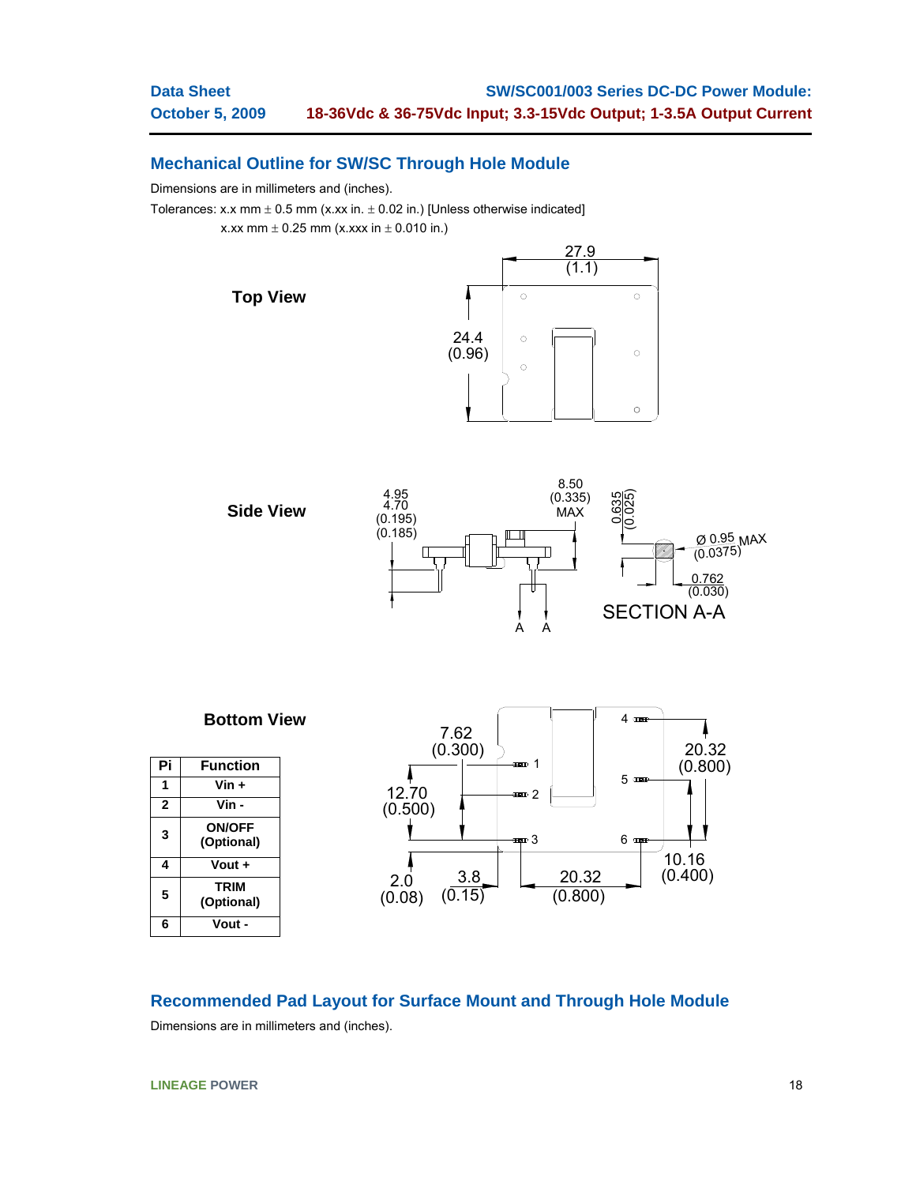## Mechanical Outline for SW/SC Through Hole Module

Dimensions are in millimeters and (inches).

Tolerances: x.x mm ± 0.5 mm (x.xx in. ± 0.02 in.) [Unless otherwise indicated]

x.xx mm ± 0.25 mm (x.xxx in ± 0.010 in.)

**Top View**

27.9 (1.1)

24.4 (0.96)

**Side View**

4.95 / 4.70 (0.195) / (0.185)

8.50 (0.335) MAX

0.635 (0.025)

Ø 0.95 MAX (0.0375)

0.762 (0.030)

SECTION A-A

**Bottom View**

7.62 (0.300)

12.70 (0.500)

2.0 (0.08)

3.8 (0.15)

20.32 (0.800)

20.32 (0.800)

10.16 (0.400)

| Pi | Function |
|---|---|
| 1 | Vin + |
| 2 | Vin - |
| 3 | ON/OFF (Optional) |
| 4 | Vout + |
| 5 | TRIM (Optional) |
| 6 | Vout - |

## Recommended Pad Layout for Surface Mount and Through Hole Module

Dimensions are in millimeters and (inches).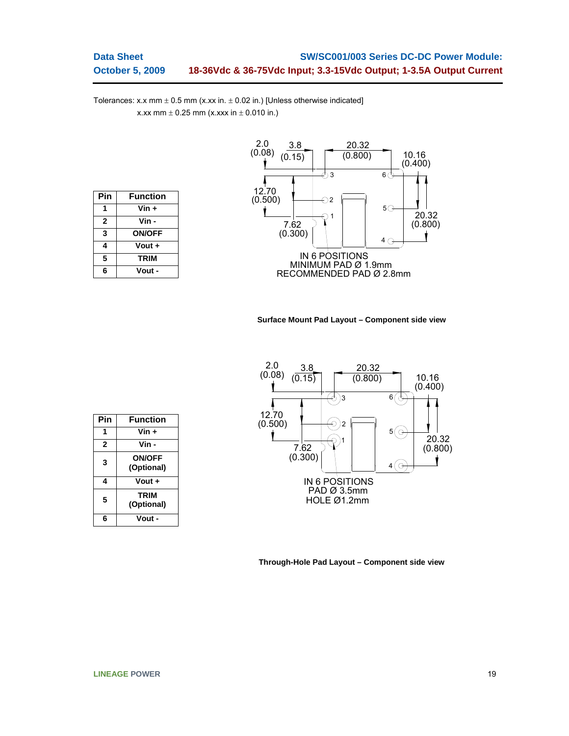Tolerances: x.x mm ± 0.5 mm (x.xx in. ± 0.02 in.) [Unless otherwise indicated]
x.xx mm ± 0.25 mm (x.xxx in ± 0.010 in.)

| Pin | Function |
|---|---|
| 1 | Vin + |
| 2 | Vin - |
| 3 | ON/OFF |
| 4 | Vout + |
| 5 | TRIM |
| 6 | Vout - |

2.0 (0.08) 3.8 (0.15) 20.32 (0.800) 10.16 (0.400) 12.70 (0.500) 7.62 (0.300) 20.32 (0.800)

IN 6 POSITIONS
MINIMUM PAD Ø 1.9mm
RECOMMENDED PAD Ø 2.8mm

**Surface Mount Pad Layout – Component side view**

| Pin | Function |
|---|---|
| 1 | Vin + |
| 2 | Vin - |
| 3 | ON/OFF (Optional) |
| 4 | Vout + |
| 5 | TRIM (Optional) |
| 6 | Vout - |

2.0 (0.08) 3.8 (0.15) 20.32 (0.800) 10.16 (0.400) 12.70 (0.500) 7.62 (0.300) 20.32 (0.800)

IN 6 POSITIONS
PAD Ø 3.5mm
HOLE Ø1.2mm

**Through-Hole Pad Layout – Component side view**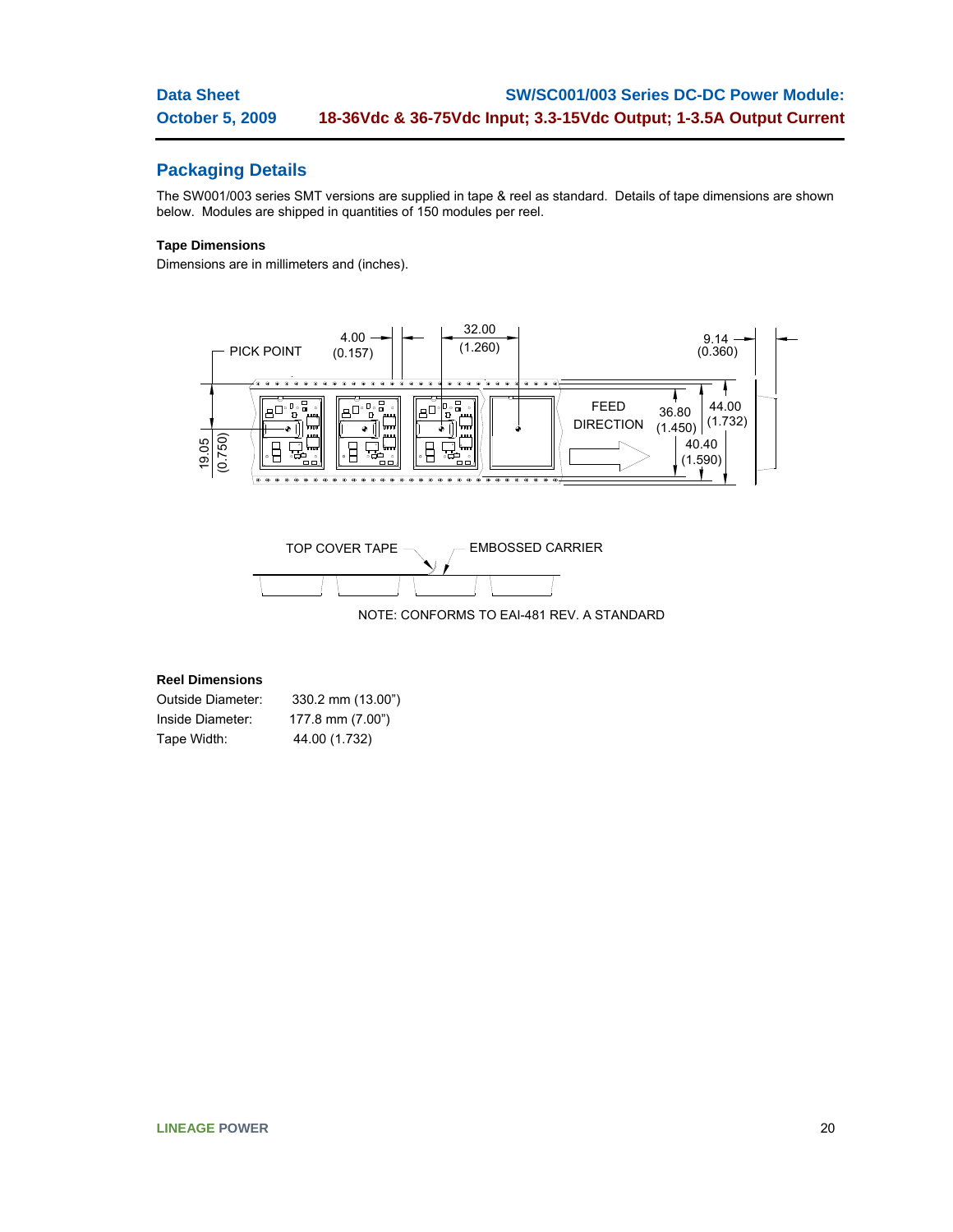## Packaging Details

The SW001/003 series SMT versions are supplied in tape & reel as standard. Details of tape dimensions are shown below. Modules are shipped in quantities of 150 modules per reel.

**Tape Dimensions**

Dimensions are in millimeters and (inches).

PICK POINT

4.00 (0.157)

32.00 (1.260)

9.14 (0.360)

19.05 (0.750)

FEED DIRECTION

36.80 (1.450)

44.00 (1.732)

40.40 (1.590)

TOP COVER TAPE

EMBOSSED CARRIER

NOTE: CONFORMS TO EAI-481 REV. A STANDARD

**Reel Dimensions**

| | |
|---|---|
| Outside Diameter: | 330.2 mm (13.00") |
| Inside Diameter: | 177.8 mm (7.00") |
| Tape Width: | 44.00 (1.732) |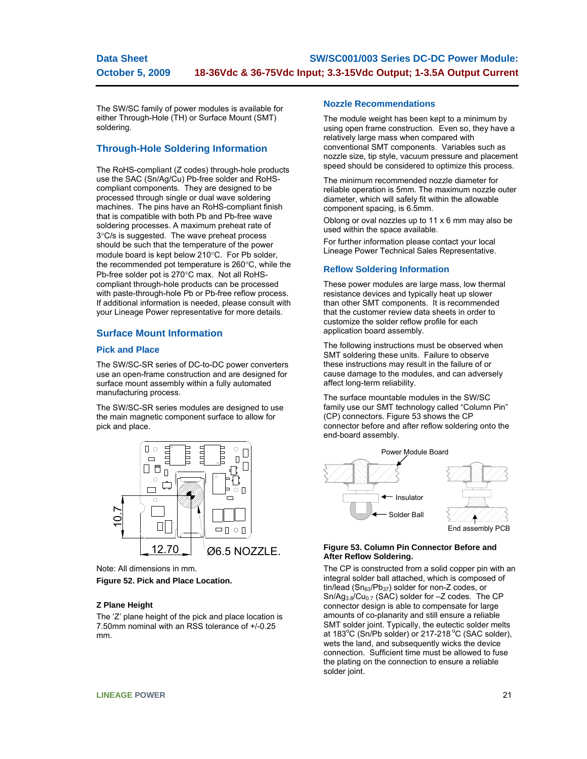The SW/SC family of power modules is available for either Through-Hole (TH) or Surface Mount (SMT) soldering.

## Through-Hole Soldering Information

The RoHS-compliant (Z codes) through-hole products use the SAC (Sn/Ag/Cu) Pb-free solder and RoHS-compliant components. They are designed to be processed through single or dual wave soldering machines. The pins have an RoHS-compliant finish that is compatible with both Pb and Pb-free wave soldering processes. A maximum preheat rate of 3°C/s is suggested. The wave preheat process should be such that the temperature of the power module board is kept below 210°C. For Pb solder, the recommended pot temperature is 260°C, while the Pb-free solder pot is 270°C max. Not all RoHS-compliant through-hole products can be processed with paste-through-hole Pb or Pb-free reflow process. If additional information is needed, please consult with your Lineage Power representative for more details.

## Surface Mount Information

### Pick and Place

The SW/SC-SR series of DC-to-DC power converters use an open-frame construction and are designed for surface mount assembly within a fully automated manufacturing process.

The SW/SC-SR series modules are designed to use the main magnetic component surface to allow for pick and place.

Note: All dimensions in mm.

**Figure 52. Pick and Place Location.**

#### Z Plane Height

The 'Z' plane height of the pick and place location is 7.50mm nominal with an RSS tolerance of +/-0.25 mm.

### Nozzle Recommendations

The module weight has been kept to a minimum by using open frame construction. Even so, they have a relatively large mass when compared with conventional SMT components. Variables such as nozzle size, tip style, vacuum pressure and placement speed should be considered to optimize this process.

The minimum recommended nozzle diameter for reliable operation is 5mm. The maximum nozzle outer diameter, which will safely fit within the allowable component spacing, is 6.5mm.

Oblong or oval nozzles up to 11 x 6 mm may also be used within the space available.

For further information please contact your local Lineage Power Technical Sales Representative.

### Reflow Soldering Information

These power modules are large mass, low thermal resistance devices and typically heat up slower than other SMT components. It is recommended that the customer review data sheets in order to customize the solder reflow profile for each application board assembly.

The following instructions must be observed when SMT soldering these units. Failure to observe these instructions may result in the failure of or cause damage to the modules, and can adversely affect long-term reliability.

The surface mountable modules in the SW/SC family use our SMT technology called "Column Pin" (CP) connectors. Figure 53 shows the CP connector before and after reflow soldering onto the end-board assembly.

**Figure 53. Column Pin Connector Before and After Reflow Soldering.**

The CP is constructed from a solid copper pin with an integral solder ball attached, which is composed of tin/lead ($Sn_{63}/Pb_{37}$) solder for non-Z codes, or $Sn/Ag_{3.8}/Cu_{0.7}$ (SAC) solder for –Z codes. The CP connector design is able to compensate for large amounts of co-planarity and still ensure a reliable SMT solder joint. Typically, the eutectic solder melts at 183°C (Sn/Pb solder) or 217-218 °C (SAC solder), wets the land, and subsequently wicks the device connection. Sufficient time must be allowed to fuse the plating on the connection to ensure a reliable solder joint.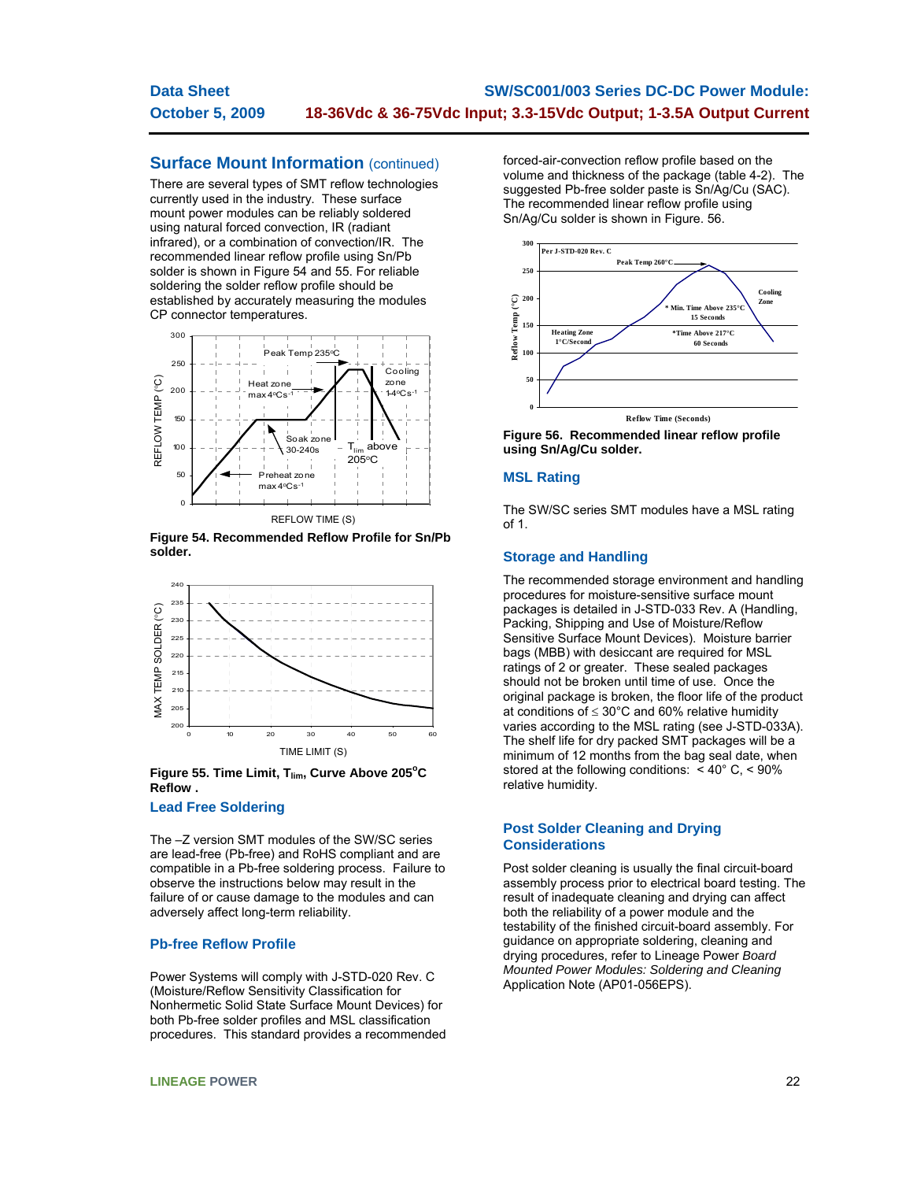## Surface Mount Information (continued)

There are several types of SMT reflow technologies currently used in the industry. These surface mount power modules can be reliably soldered using natural forced convection, IR (radiant infrared), or a combination of convection/IR. The recommended linear reflow profile using Sn/Pb solder is shown in Figure 54 and 55. For reliable soldering the solder reflow profile should be established by accurately measuring the modules CP connector temperatures.

**Figure 54. Recommended Reflow Profile for Sn/Pb solder.**

**Figure 55. Time Limit, $T_{lim}$, Curve Above 205°C Reflow .**

### Lead Free Soldering

The –Z version SMT modules of the SW/SC series are lead-free (Pb-free) and RoHS compliant and are compatible in a Pb-free soldering process. Failure to observe the instructions below may result in the failure of or cause damage to the modules and can adversely affect long-term reliability.

### Pb-free Reflow Profile

Power Systems will comply with J-STD-020 Rev. C (Moisture/Reflow Sensitivity Classification for Nonhermetic Solid State Surface Mount Devices) for both Pb-free solder profiles and MSL classification procedures. This standard provides a recommended forced-air-convection reflow profile based on the volume and thickness of the package (table 4-2). The suggested Pb-free solder paste is Sn/Ag/Cu (SAC). The recommended linear reflow profile using Sn/Ag/Cu solder is shown in Figure. 56.

**Figure 56. Recommended linear reflow profile using Sn/Ag/Cu solder.**

### MSL Rating

The SW/SC series SMT modules have a MSL rating of 1.

### Storage and Handling

The recommended storage environment and handling procedures for moisture-sensitive surface mount packages is detailed in J-STD-033 Rev. A (Handling, Packing, Shipping and Use of Moisture/Reflow Sensitive Surface Mount Devices). Moisture barrier bags (MBB) with desiccant are required for MSL ratings of 2 or greater. These sealed packages should not be broken until time of use. Once the original package is broken, the floor life of the product at conditions of ≤ 30°C and 60% relative humidity varies according to the MSL rating (see J-STD-033A). The shelf life for dry packed SMT packages will be a minimum of 12 months from the bag seal date, when stored at the following conditions: < 40° C, < 90% relative humidity.

### Post Solder Cleaning and Drying Considerations

Post solder cleaning is usually the final circuit-board assembly process prior to electrical board testing. The result of inadequate cleaning and drying can affect both the reliability of a power module and the testability of the finished circuit-board assembly. For guidance on appropriate soldering, cleaning and drying procedures, refer to Lineage Power *Board Mounted Power Modules: Soldering and Cleaning* Application Note (AP01-056EPS).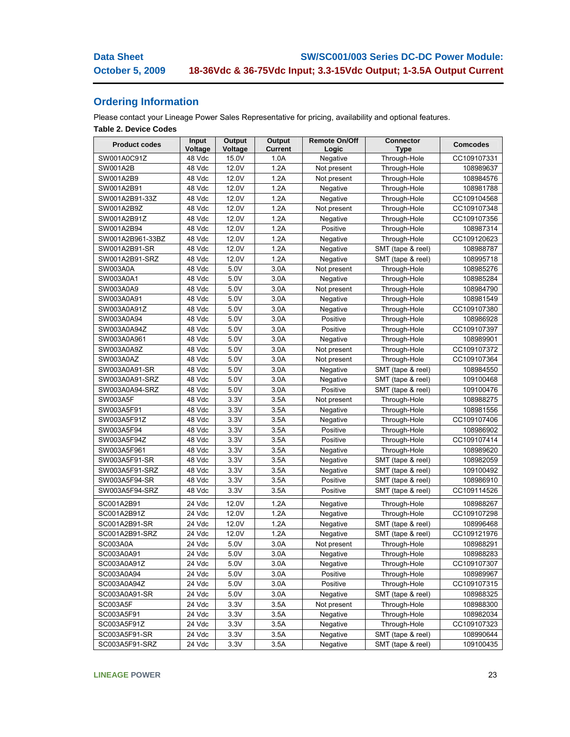## Ordering Information

Please contact your Lineage Power Sales Representative for pricing, availability and optional features.

**Table 2. Device Codes**

| Product codes | Input Voltage | Output Voltage | Output Current | Remote On/Off Logic | Connector Type | Comcodes |
|---|---|---|---|---|---|---|
| SW001A0C91Z | 48 Vdc | 15.0V | 1.0A | Negative | Through-Hole | CC109107331 |
| SW001A2B | 48 Vdc | 12.0V | 1.2A | Not present | Through-Hole | 108989637 |
| SW001A2B9 | 48 Vdc | 12.0V | 1.2A | Not present | Through-Hole | 108984576 |
| SW001A2B91 | 48 Vdc | 12.0V | 1.2A | Negative | Through-Hole | 108981788 |
| SW001A2B91-33Z | 48 Vdc | 12.0V | 1.2A | Negative | Through-Hole | CC109104568 |
| SW001A2B9Z | 48 Vdc | 12.0V | 1.2A | Not present | Through-Hole | CC109107348 |
| SW001A2B91Z | 48 Vdc | 12.0V | 1.2A | Negative | Through-Hole | CC109107356 |
| SW001A2B94 | 48 Vdc | 12.0V | 1.2A | Positive | Through-Hole | 108987314 |
| SW001A2B961-33BZ | 48 Vdc | 12.0V | 1.2A | Negative | Through-Hole | CC109120623 |
| SW001A2B91-SR | 48 Vdc | 12.0V | 1.2A | Negative | SMT (tape & reel) | 108988787 |
| SW001A2B91-SRZ | 48 Vdc | 12.0V | 1.2A | Negative | SMT (tape & reel) | 108995718 |
| SW003A0A | 48 Vdc | 5.0V | 3.0A | Not present | Through-Hole | 108985276 |
| SW003A0A1 | 48 Vdc | 5.0V | 3.0A | Negative | Through-Hole | 108985284 |
| SW003A0A9 | 48 Vdc | 5.0V | 3.0A | Not present | Through-Hole | 108984790 |
| SW003A0A91 | 48 Vdc | 5.0V | 3.0A | Negative | Through-Hole | 108981549 |
| SW003A0A91Z | 48 Vdc | 5.0V | 3.0A | Negative | Through-Hole | CC109107380 |
| SW003A0A94 | 48 Vdc | 5.0V | 3.0A | Positive | Through-Hole | 108986928 |
| SW003A0A94Z | 48 Vdc | 5.0V | 3.0A | Positive | Through-Hole | CC109107397 |
| SW003A0A961 | 48 Vdc | 5.0V | 3.0A | Negative | Through-Hole | 108989901 |
| SW003A0A9Z | 48 Vdc | 5.0V | 3.0A | Not present | Through-Hole | CC109107372 |
| SW003A0AZ | 48 Vdc | 5.0V | 3.0A | Not present | Through-Hole | CC109107364 |
| SW003A0A91-SR | 48 Vdc | 5.0V | 3.0A | Negative | SMT (tape & reel) | 108984550 |
| SW003A0A91-SRZ | 48 Vdc | 5.0V | 3.0A | Negative | SMT (tape & reel) | 109100468 |
| SW003A0A94-SRZ | 48 Vdc | 5.0V | 3.0A | Positive | SMT (tape & reel) | 109100476 |
| SW003A5F | 48 Vdc | 3.3V | 3.5A | Not present | Through-Hole | 108988275 |
| SW003A5F91 | 48 Vdc | 3.3V | 3.5A | Negative | Through-Hole | 108981556 |
| SW003A5F91Z | 48 Vdc | 3.3V | 3.5A | Negative | Through-Hole | CC109107406 |
| SW003A5F94 | 48 Vdc | 3.3V | 3.5A | Positive | Through-Hole | 108986902 |
| SW003A5F94Z | 48 Vdc | 3.3V | 3.5A | Positive | Through-Hole | CC109107414 |
| SW003A5F961 | 48 Vdc | 3.3V | 3.5A | Negative | Through-Hole | 108989620 |
| SW003A5F91-SR | 48 Vdc | 3.3V | 3.5A | Negative | SMT (tape & reel) | 108982059 |
| SW003A5F91-SRZ | 48 Vdc | 3.3V | 3.5A | Negative | SMT (tape & reel) | 109100492 |
| SW003A5F94-SR | 48 Vdc | 3.3V | 3.5A | Positive | SMT (tape & reel) | 108986910 |
| SW003A5F94-SRZ | 48 Vdc | 3.3V | 3.5A | Positive | SMT (tape & reel) | CC109114526 |
| SC001A2B91 | 24 Vdc | 12.0V | 1.2A | Negative | Through-Hole | 108988267 |
| SC001A2B91Z | 24 Vdc | 12.0V | 1.2A | Negative | Through-Hole | CC109107298 |
| SC001A2B91-SR | 24 Vdc | 12.0V | 1.2A | Negative | SMT (tape & reel) | 108996468 |
| SC001A2B91-SRZ | 24 Vdc | 12.0V | 1.2A | Negative | SMT (tape & reel) | CC109121976 |
| SC003A0A | 24 Vdc | 5.0V | 3.0A | Not present | Through-Hole | 108988291 |
| SC003A0A91 | 24 Vdc | 5.0V | 3.0A | Negative | Through-Hole | 108988283 |
| SC003A0A91Z | 24 Vdc | 5.0V | 3.0A | Negative | Through-Hole | CC109107307 |
| SC003A0A94 | 24 Vdc | 5.0V | 3.0A | Positive | Through-Hole | 108989967 |
| SC003A0A94Z | 24 Vdc | 5.0V | 3.0A | Positive | Through-Hole | CC109107315 |
| SC003A0A91-SR | 24 Vdc | 5.0V | 3.0A | Negative | SMT (tape & reel) | 108988325 |
| SC003A5F | 24 Vdc | 3.3V | 3.5A | Not present | Through-Hole | 108988300 |
| SC003A5F91 | 24 Vdc | 3.3V | 3.5A | Negative | Through-Hole | 108982034 |
| SC003A5F91Z | 24 Vdc | 3.3V | 3.5A | Negative | Through-Hole | CC109107323 |
| SC003A5F91-SR | 24 Vdc | 3.3V | 3.5A | Negative | SMT (tape & reel) | 108990644 |
| SC003A5F91-SRZ | 24 Vdc | 3.3V | 3.5A | Negative | SMT (tape & reel) | 109100435 |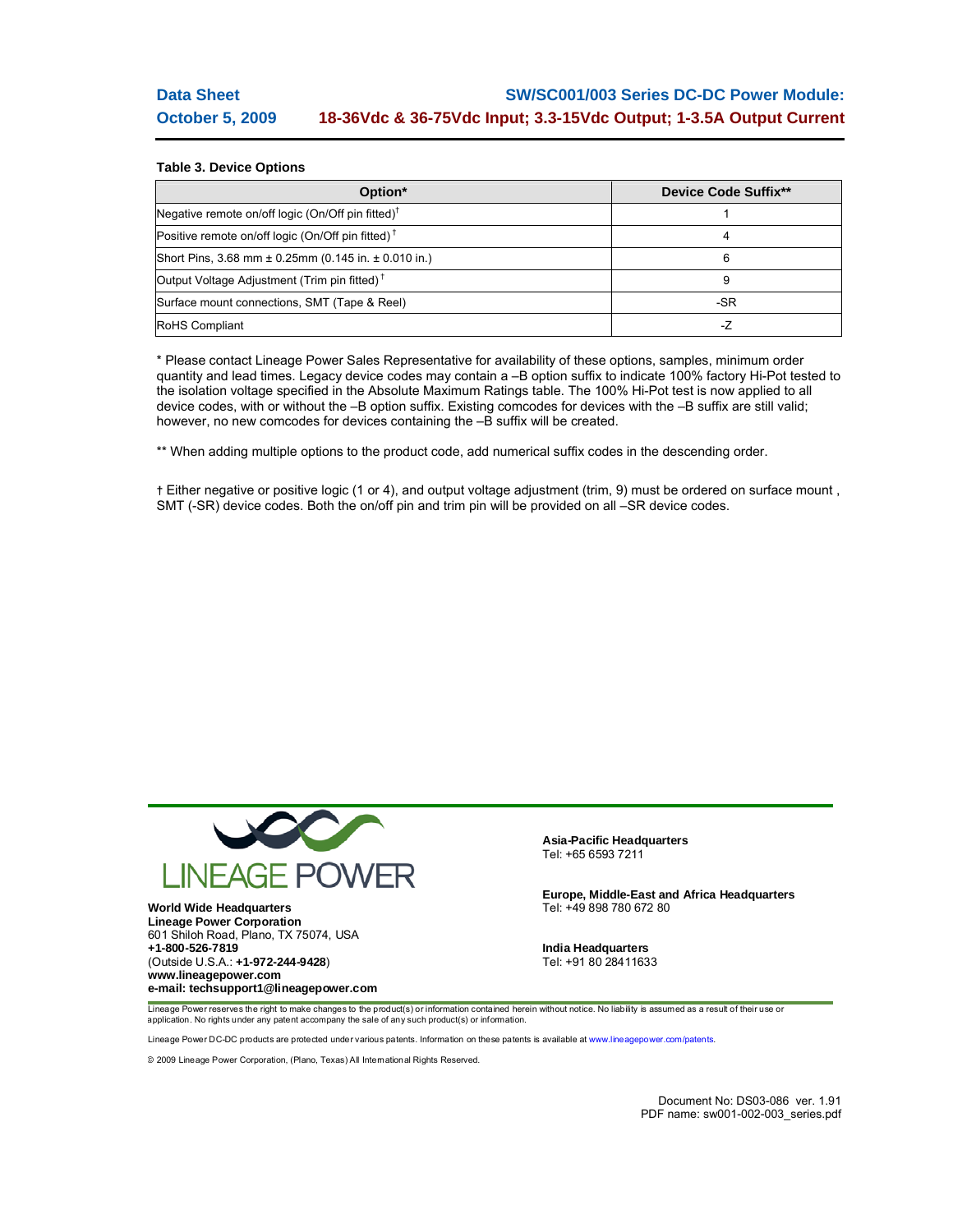**Table 3. Device Options**

| Option* | Device Code Suffix** |
|---|---|
| Negative remote on/off logic (On/Off pin fitted)† | 1 |
| Positive remote on/off logic (On/Off pin fitted) † | 4 |
| Short Pins, 3.68 mm ± 0.25mm (0.145 in. ± 0.010 in.) | 6 |
| Output Voltage Adjustment (Trim pin fitted) † | 9 |
| Surface mount connections, SMT (Tape & Reel) | -SR |
| RoHS Compliant | -Z |

* Please contact Lineage Power Sales Representative for availability of these options, samples, minimum order quantity and lead times. Legacy device codes may contain a –B option suffix to indicate 100% factory Hi-Pot tested to the isolation voltage specified in the Absolute Maximum Ratings table. The 100% Hi-Pot test is now applied to all device codes, with or without the –B option suffix. Existing comcodes for devices with the –B suffix are still valid; however, no new comcodes for devices containing the –B suffix will be created.

** When adding multiple options to the product code, add numerical suffix codes in the descending order.

† Either negative or positive logic (1 or 4), and output voltage adjustment (trim, 9) must be ordered on surface mount , SMT (-SR) device codes. Both the on/off pin and trim pin will be provided on all –SR device codes.

LINEAGE POWER

**World Wide Headquarters**
**Lineage Power Corporation**
601 Shiloh Road, Plano, TX 75074, USA
**+1-800-526-7819**
(Outside U.S.A.: **+1-972-244-9428**)
**www.lineagepower.com**
**e-mail: techsupport1@lineagepower.com**

**Asia-Pacific Headquarters**
Tel: +65 6593 7211

**Europe, Middle-East and Africa Headquarters**
Tel: +49 898 780 672 80

**India Headquarters**
Tel: +91 80 28411633

Lineage Power reserves the right to make changes to the product(s) or information contained herein without notice. No liability is assumed as a result of their use or application. No rights under any patent accompany the sale of any such product(s) or information.

Lineage Power DC-DC products are protected under various patents. Information on these patents is available at www.lineagepower.com/patents.

© 2009 Lineage Power Corporation, (Plano, Texas) All International Rights Reserved.

Document No: DS03-086 ver. 1.91
PDF name: sw001-002-003_series.pdf